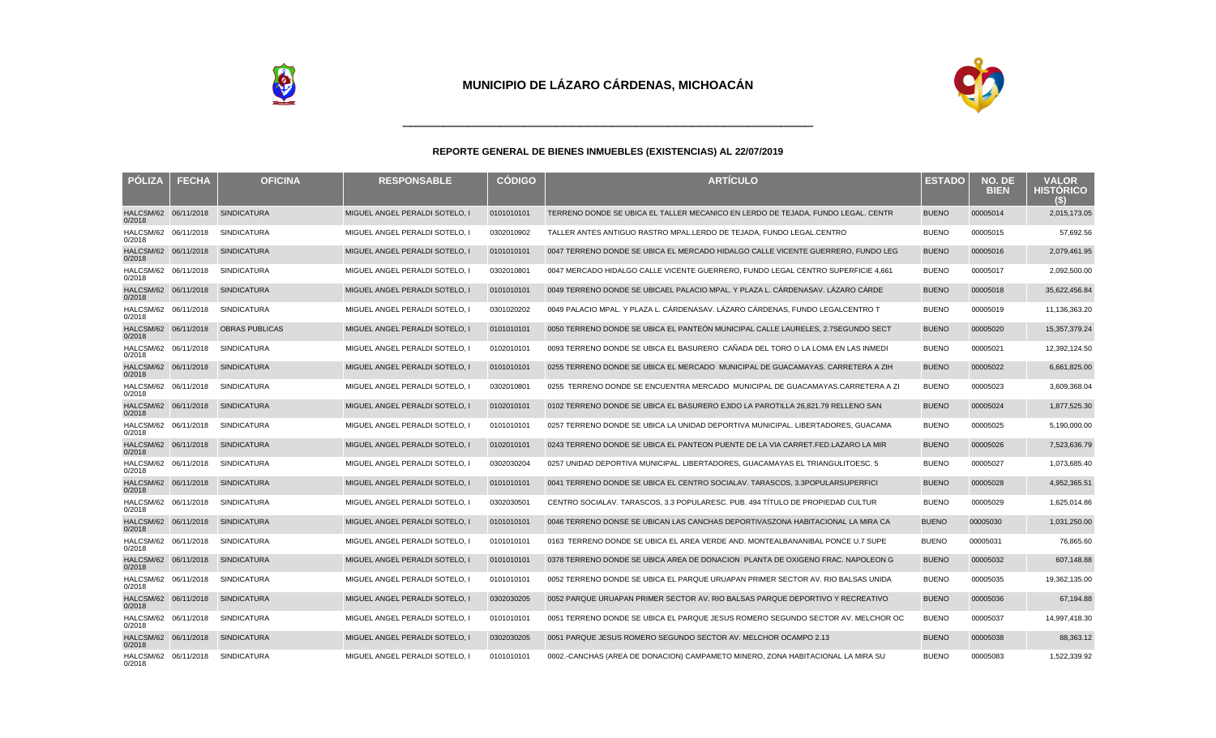# MUNICIPIO DE LÁZARO CÁRDENAS, MICHOACÁN

## REPORTE GENERAL DE BIENES INMUEBLES (EXISTENCIAS) AL 22/07/2019

| PÓLIZA | FECHA | OFICINA | RESPONSABLE | CÓDIGO | ARTÍCULO | ESTADO | NO. DE BIEN | VALOR HISTÓRICO ($) |
|---|---|---|---|---|---|---|---|---|
| HALCSM/62 0/2018 | 06/11/2018 | SINDICATURA | MIGUEL ANGEL PERALDI SOTELO, I | 0101010101 | TERRENO DONDE SE UBICA EL TALLER MECANICO EN LERDO DE TEJADA, FUNDO LEGAL. CENTR | BUENO | 00005014 | 2,015,173.05 |
| HALCSM/62 0/2018 | 06/11/2018 | SINDICATURA | MIGUEL ANGEL PERALDI SOTELO, I | 0302010902 | TALLER ANTES ANTIGUO RASTRO MPAL.LERDO DE TEJADA, FUNDO LEGAL.CENTRO | BUENO | 00005015 | 57,692.56 |
| HALCSM/62 0/2018 | 06/11/2018 | SINDICATURA | MIGUEL ANGEL PERALDI SOTELO, I | 0101010101 | 0047 TERRENO DONDE SE UBICA EL MERCADO HIDALGO CALLE VICENTE GUERRERO, FUNDO LEG | BUENO | 00005016 | 2,079,461.95 |
| HALCSM/62 0/2018 | 06/11/2018 | SINDICATURA | MIGUEL ANGEL PERALDI SOTELO, I | 0302010801 | 0047 MERCADO HIDALGO CALLE VICENTE GUERRERO, FUNDO LEGAL CENTRO SUPERFICIE 4,661 | BUENO | 00005017 | 2,092,500.00 |
| HALCSM/62 0/2018 | 06/11/2018 | SINDICATURA | MIGUEL ANGEL PERALDI SOTELO, I | 0101010101 | 0049 TERRENO DONDE SE UBICAEL PALACIO MPAL. Y PLAZA L. CÁRDENASAV. LÁZARO CÁRDE | BUENO | 00005018 | 35,622,456.84 |
| HALCSM/62 0/2018 | 06/11/2018 | SINDICATURA | MIGUEL ANGEL PERALDI SOTELO, I | 0301020202 | 0049 PALACIO MPAL. Y PLAZA L. CÁRDENASAV. LÁZARO CÁRDENAS, FUNDO LEGALCENTRO T | BUENO | 00005019 | 11,136,363.20 |
| HALCSM/62 0/2018 | 06/11/2018 | OBRAS PUBLICAS | MIGUEL ANGEL PERALDI SOTELO, I | 0101010101 | 0050 TERRENO DONDE SE UBICA EL PANTEÓN MUNICIPAL CALLE LAURELES, 2.7SEGUNDO SECT | BUENO | 00005020 | 15,357,379.24 |
| HALCSM/62 0/2018 | 06/11/2018 | SINDICATURA | MIGUEL ANGEL PERALDI SOTELO, I | 0102010101 | 0093 TERRENO DONDE SE UBICA EL BASURERO CAÑADA DEL TORO O LA LOMA EN LAS INMEDI | BUENO | 00005021 | 12,392,124.50 |
| HALCSM/62 0/2018 | 06/11/2018 | SINDICATURA | MIGUEL ANGEL PERALDI SOTELO, I | 0101010101 | 0255 TERRENO DONDE SE UBICA EL MERCADO MUNICIPAL DE GUACAMAYAS. CARRETERA A ZIH | BUENO | 00005022 | 6,661,825.00 |
| HALCSM/62 0/2018 | 06/11/2018 | SINDICATURA | MIGUEL ANGEL PERALDI SOTELO, I | 0302010801 | 0255 TERRENO DONDE SE ENCUENTRA MERCADO MUNICIPAL DE GUACAMAYAS.CARRETERA A ZI | BUENO | 00005023 | 3,609,368.04 |
| HALCSM/62 0/2018 | 06/11/2018 | SINDICATURA | MIGUEL ANGEL PERALDI SOTELO, I | 0102010101 | 0102 TERRENO DONDE SE UBICA EL BASURERO EJIDO LA PAROTILLA 26,821.79 RELLENO SAN | BUENO | 00005024 | 1,877,525.30 |
| HALCSM/62 0/2018 | 06/11/2018 | SINDICATURA | MIGUEL ANGEL PERALDI SOTELO, I | 0101010101 | 0257 TERRENO DONDE SE UBICA LA UNIDAD DEPORTIVA MUNICIPAL. LIBERTADORES, GUACAMA | BUENO | 00005025 | 5,190,000.00 |
| HALCSM/62 0/2018 | 06/11/2018 | SINDICATURA | MIGUEL ANGEL PERALDI SOTELO, I | 0102010101 | 0243 TERRENO DONDE SE UBICA EL PANTEON PUENTE DE LA VIA CARRET.FED.LAZARO LA MIR | BUENO | 00005026 | 7,523,636.79 |
| HALCSM/62 0/2018 | 06/11/2018 | SINDICATURA | MIGUEL ANGEL PERALDI SOTELO, I | 0302030204 | 0257 UNIDAD DEPORTIVA MUNICIPAL. LIBERTADORES, GUACAMAYAS EL TRIANGULITOESC. 5 | BUENO | 00005027 | 1,073,685.40 |
| HALCSM/62 0/2018 | 06/11/2018 | SINDICATURA | MIGUEL ANGEL PERALDI SOTELO, I | 0101010101 | 0041 TERRENO DONDE SE UBICA EL CENTRO SOCIALAV. TARASCOS, 3.3POPULARSUPERFICI | BUENO | 00005028 | 4,952,365.51 |
| HALCSM/62 0/2018 | 06/11/2018 | SINDICATURA | MIGUEL ANGEL PERALDI SOTELO, I | 0302030501 | CENTRO SOCIALAV. TARASCOS, 3.3 POPULARESC. PUB. 494 TÍTULO DE PROPIEDAD CULTUR | BUENO | 00005029 | 1,625,014.86 |
| HALCSM/62 0/2018 | 06/11/2018 | SINDICATURA | MIGUEL ANGEL PERALDI SOTELO, I | 0101010101 | 0046 TERRENO DONSE SE UBICAN LAS CANCHAS DEPORTIVASZONA HABITACIONAL LA MIRA CA | BUENO | 00005030 | 1,031,250.00 |
| HALCSM/62 0/2018 | 06/11/2018 | SINDICATURA | MIGUEL ANGEL PERALDI SOTELO, I | 0101010101 | 0163 TERRENO DONDE SE UBICA EL AREA VERDE AND. MONTEALBANANIBAL PONCE U.7 SUPE | BUENO | 00005031 | 76,865.60 |
| HALCSM/62 0/2018 | 06/11/2018 | SINDICATURA | MIGUEL ANGEL PERALDI SOTELO, I | 0101010101 | 0378 TERRENO DONDE SE UBICA AREA DE DONACION PLANTA DE OXIGENO FRAC. NAPOLEON G | BUENO | 00005032 | 607,148.88 |
| HALCSM/62 0/2018 | 06/11/2018 | SINDICATURA | MIGUEL ANGEL PERALDI SOTELO, I | 0101010101 | 0052 TERRENO DONDE SE UBICA EL PARQUE URUAPAN PRIMER SECTOR AV. RIO BALSAS UNIDA | BUENO | 00005035 | 19,362,135.00 |
| HALCSM/62 0/2018 | 06/11/2018 | SINDICATURA | MIGUEL ANGEL PERALDI SOTELO, I | 0302030205 | 0052 PARQUE URUAPAN PRIMER SECTOR AV. RIO BALSAS PARQUE DEPORTIVO Y RECREATIVO | BUENO | 00005036 | 67,194.88 |
| HALCSM/62 0/2018 | 06/11/2018 | SINDICATURA | MIGUEL ANGEL PERALDI SOTELO, I | 0101010101 | 0051 TERRENO DONDE SE UBICA EL PARQUE JESUS ROMERO SEGUNDO SECTOR AV. MELCHOR OC | BUENO | 00005037 | 14,997,418.30 |
| HALCSM/62 0/2018 | 06/11/2018 | SINDICATURA | MIGUEL ANGEL PERALDI SOTELO, I | 0302030205 | 0051 PARQUE JESUS ROMERO SEGUNDO SECTOR AV. MELCHOR OCAMPO 2.13 | BUENO | 00005038 | 88,363.12 |
| HALCSM/62 0/2018 | 06/11/2018 | SINDICATURA | MIGUEL ANGEL PERALDI SOTELO, I | 0101010101 | 0002.-CANCHAS (AREA DE DONACION) CAMPAMETO MINERO, ZONA HABITACIONAL LA MIRA SU | BUENO | 00005083 | 1,522,339.92 |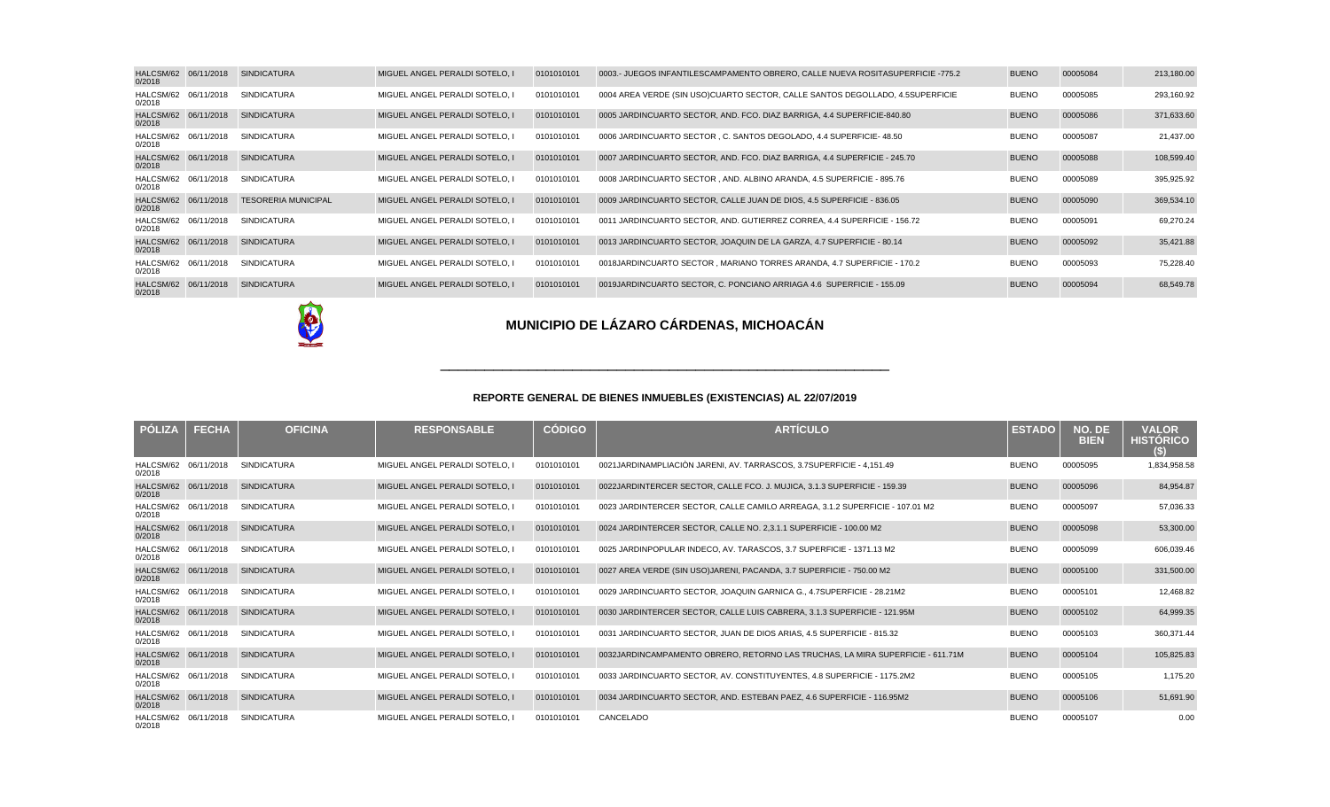| PÓLIZA | FECHA | OFICINA | RESPONSABLE | CÓDIGO | ARTÍCULO | ESTADO | NO. DE BIEN | VALOR HISTÓRICO ($) |
|---|---|---|---|---|---|---|---|---|
| HALCSM/620/2018 | 06/11/2018 | SINDICATURA | MIGUEL ANGEL PERALDI SOTELO, I | 0101010101 | 0003.- JUEGOS INFANTILESCAMPAMENTO OBRERO, CALLE NUEVA ROSITASUPERFICIE -775.2 | BUENO | 00005084 | 213,180.00 |
| HALCSM/620/2018 | 06/11/2018 | SINDICATURA | MIGUEL ANGEL PERALDI SOTELO, I | 0101010101 | 0004 AREA VERDE (SIN USO)CUARTO SECTOR, CALLE SANTOS DEGOLLADO, 4.5SUPERFICIE | BUENO | 00005085 | 293,160.92 |
| HALCSM/620/2018 | 06/11/2018 | SINDICATURA | MIGUEL ANGEL PERALDI SOTELO, I | 0101010101 | 0005 JARDINCUARTO SECTOR, AND. FCO. DIAZ BARRIGA, 4.4 SUPERFICIE-840.80 | BUENO | 00005086 | 371,633.60 |
| HALCSM/620/2018 | 06/11/2018 | SINDICATURA | MIGUEL ANGEL PERALDI SOTELO, I | 0101010101 | 0006 JARDINCUARTO SECTOR , C. SANTOS DEGOLADO, 4.4 SUPERFICIE- 48.50 | BUENO | 00005087 | 21,437.00 |
| HALCSM/620/2018 | 06/11/2018 | SINDICATURA | MIGUEL ANGEL PERALDI SOTELO, I | 0101010101 | 0007 JARDINCUARTO SECTOR, AND. FCO. DIAZ BARRIGA, 4.4 SUPERFICIE - 245.70 | BUENO | 00005088 | 108,599.40 |
| HALCSM/620/2018 | 06/11/2018 | SINDICATURA | MIGUEL ANGEL PERALDI SOTELO, I | 0101010101 | 0008 JARDINCUARTO SECTOR , AND. ALBINO ARANDA, 4.5 SUPERFICIE - 895.76 | BUENO | 00005089 | 395,925.92 |
| HALCSM/620/2018 | 06/11/2018 | TESORERIA MUNICIPAL | MIGUEL ANGEL PERALDI SOTELO, I | 0101010101 | 0009 JARDINCUARTO SECTOR, CALLE JUAN DE DIOS, 4.5 SUPERFICIE - 836.05 | BUENO | 00005090 | 369,534.10 |
| HALCSM/620/2018 | 06/11/2018 | SINDICATURA | MIGUEL ANGEL PERALDI SOTELO, I | 0101010101 | 0011 JARDINCUARTO SECTOR, AND. GUTIERREZ CORREA, 4.4 SUPERFICIE - 156.72 | BUENO | 00005091 | 69,270.24 |
| HALCSM/620/2018 | 06/11/2018 | SINDICATURA | MIGUEL ANGEL PERALDI SOTELO, I | 0101010101 | 0013 JARDINCUARTO SECTOR, JOAQUIN DE LA GARZA, 4.7 SUPERFICIE - 80.14 | BUENO | 00005092 | 35,421.88 |
| HALCSM/620/2018 | 06/11/2018 | SINDICATURA | MIGUEL ANGEL PERALDI SOTELO, I | 0101010101 | 0018JARDINCUARTO SECTOR , MARIANO TORRES ARANDA, 4.7 SUPERFICIE - 170.2 | BUENO | 00005093 | 75,228.40 |
| HALCSM/620/2018 | 06/11/2018 | SINDICATURA | MIGUEL ANGEL PERALDI SOTELO, I | 0101010101 | 0019JARDINCUARTO SECTOR, C. PONCIANO ARRIAGA 4.6 SUPERFICIE - 155.09 | BUENO | 00005094 | 68,549.78 |

## MUNICIPIO DE LÁZARO CÁRDENAS, MICHOACÁN

### REPORTE GENERAL DE BIENES INMUEBLES (EXISTENCIAS) AL 22/07/2019

| PÓLIZA | FECHA | OFICINA | RESPONSABLE | CÓDIGO | ARTÍCULO | ESTADO | NO. DE BIEN | VALOR HISTÓRICO ($) |
|---|---|---|---|---|---|---|---|---|
| HALCSM/620/2018 | 06/11/2018 | SINDICATURA | MIGUEL ANGEL PERALDI SOTELO, I | 0101010101 | 0021JARDINAMPLIACIÓN JARENI, AV. TARRASCOS, 3.7SUPERFICIE - 4,151.49 | BUENO | 00005095 | 1,834,958.58 |
| HALCSM/620/2018 | 06/11/2018 | SINDICATURA | MIGUEL ANGEL PERALDI SOTELO, I | 0101010101 | 0022JARDINTERCER SECTOR, CALLE FCO. J. MUJICA, 3.1.3 SUPERFICIE - 159.39 | BUENO | 00005096 | 84,954.87 |
| HALCSM/620/2018 | 06/11/2018 | SINDICATURA | MIGUEL ANGEL PERALDI SOTELO, I | 0101010101 | 0023 JARDINTERCER SECTOR, CALLE CAMILO ARREAGA, 3.1.2 SUPERFICIE - 107.01 M2 | BUENO | 00005097 | 57,036.33 |
| HALCSM/620/2018 | 06/11/2018 | SINDICATURA | MIGUEL ANGEL PERALDI SOTELO, I | 0101010101 | 0024 JARDINTERCER SECTOR, CALLE NO. 2,3.1.1 SUPERFICIE - 100.00 M2 | BUENO | 00005098 | 53,300.00 |
| HALCSM/620/2018 | 06/11/2018 | SINDICATURA | MIGUEL ANGEL PERALDI SOTELO, I | 0101010101 | 0025 JARDINPOPULAR INDECO, AV. TARASCOS, 3.7 SUPERFICIE - 1371.13 M2 | BUENO | 00005099 | 606,039.46 |
| HALCSM/620/2018 | 06/11/2018 | SINDICATURA | MIGUEL ANGEL PERALDI SOTELO, I | 0101010101 | 0027 AREA VERDE (SIN USO)JARENI, PACANDA, 3.7 SUPERFICIE - 750.00 M2 | BUENO | 00005100 | 331,500.00 |
| HALCSM/620/2018 | 06/11/2018 | SINDICATURA | MIGUEL ANGEL PERALDI SOTELO, I | 0101010101 | 0029 JARDINCUARTO SECTOR, JOAQUIN GARNICA G., 4.7SUPERFICIE - 28.21M2 | BUENO | 00005101 | 12,468.82 |
| HALCSM/620/2018 | 06/11/2018 | SINDICATURA | MIGUEL ANGEL PERALDI SOTELO, I | 0101010101 | 0030 JARDINTERCER SECTOR, CALLE LUIS CABRERA, 3.1.3 SUPERFICIE - 121.95M | BUENO | 00005102 | 64,999.35 |
| HALCSM/620/2018 | 06/11/2018 | SINDICATURA | MIGUEL ANGEL PERALDI SOTELO, I | 0101010101 | 0031 JARDINCUARTO SECTOR, JUAN DE DIOS ARIAS, 4.5 SUPERFICIE - 815.32 | BUENO | 00005103 | 360,371.44 |
| HALCSM/620/2018 | 06/11/2018 | SINDICATURA | MIGUEL ANGEL PERALDI SOTELO, I | 0101010101 | 0032JARDINCAMPAMENTO OBRERO, RETORNO LAS TRUCHAS, LA MIRA SUPERFICIE - 611.71M | BUENO | 00005104 | 105,825.83 |
| HALCSM/620/2018 | 06/11/2018 | SINDICATURA | MIGUEL ANGEL PERALDI SOTELO, I | 0101010101 | 0033 JARDINCUARTO SECTOR, AV. CONSTITUYENTES, 4.8 SUPERFICIE - 1175.2M2 | BUENO | 00005105 | 1,175.20 |
| HALCSM/620/2018 | 06/11/2018 | SINDICATURA | MIGUEL ANGEL PERALDI SOTELO, I | 0101010101 | 0034 JARDINCUARTO SECTOR, AND. ESTEBAN PAEZ, 4.6 SUPERFICIE - 116.95M2 | BUENO | 00005106 | 51,691.90 |
| HALCSM/620/2018 | 06/11/2018 | SINDICATURA | MIGUEL ANGEL PERALDI SOTELO, I | 0101010101 | CANCELADO | BUENO | 00005107 | 0.00 |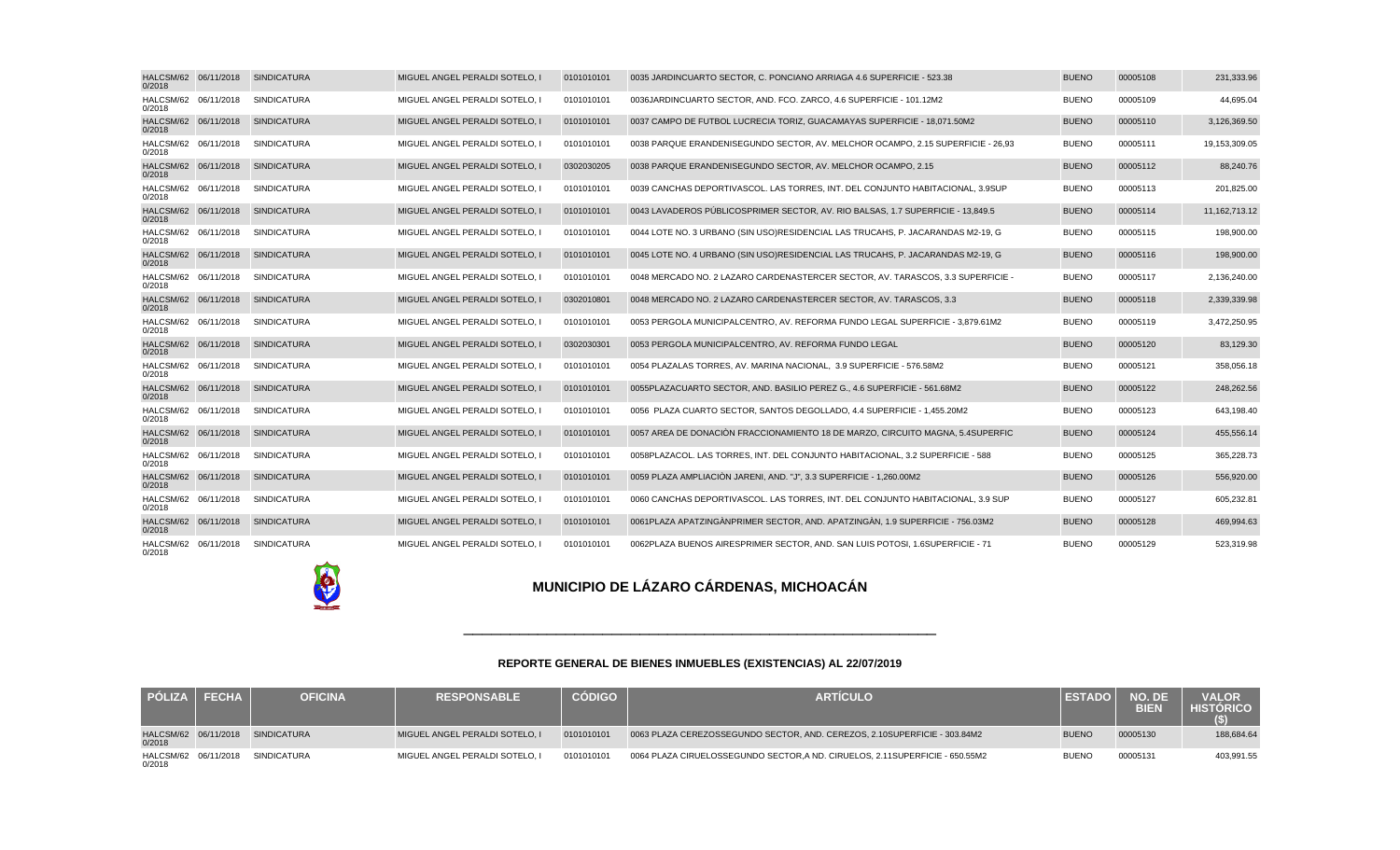| PÓLIZA | FECHA | OFICINA | RESPONSABLE | CÓDIGO | ARTÍCULO | ESTADO | NO. DE BIEN | VALOR HISTÓRICO ($) |
|---|---|---|---|---|---|---|---|---|
| HALCSM/62 0/2018 | 06/11/2018 | SINDICATURA | MIGUEL ANGEL PERALDI SOTELO, I | 0101010101 | 0035 JARDINCUARTO SECTOR, C. PONCIANO ARRIAGA 4.6 SUPERFICIE - 523.38 | BUENO | 00005108 | 231,333.96 |
| HALCSM/62 0/2018 | 06/11/2018 | SINDICATURA | MIGUEL ANGEL PERALDI SOTELO, I | 0101010101 | 0036JARDINCUARTO SECTOR, AND. FCO. ZARCO, 4.6 SUPERFICIE - 101.12M2 | BUENO | 00005109 | 44,695.04 |
| HALCSM/62 0/2018 | 06/11/2018 | SINDICATURA | MIGUEL ANGEL PERALDI SOTELO, I | 0101010101 | 0037 CAMPO DE FUTBOL LUCRECIA TORIZ, GUACAMAYAS SUPERFICIE - 18,071.50M2 | BUENO | 00005110 | 3,126,369.50 |
| HALCSM/62 0/2018 | 06/11/2018 | SINDICATURA | MIGUEL ANGEL PERALDI SOTELO, I | 0101010101 | 0038 PARQUE ERANDENISEGUNDO SECTOR, AV. MELCHOR OCAMPO, 2.15 SUPERFICIE - 26,93 | BUENO | 00005111 | 19,153,309.05 |
| HALCSM/62 0/2018 | 06/11/2018 | SINDICATURA | MIGUEL ANGEL PERALDI SOTELO, I | 0302030205 | 0038 PARQUE ERANDENISEGUNDO SECTOR, AV. MELCHOR OCAMPO, 2.15 | BUENO | 00005112 | 88,240.76 |
| HALCSM/62 0/2018 | 06/11/2018 | SINDICATURA | MIGUEL ANGEL PERALDI SOTELO, I | 0101010101 | 0039 CANCHAS DEPORTIVASCOL. LAS TORRES, INT. DEL CONJUNTO HABITACIONAL, 3.9SUP | BUENO | 00005113 | 201,825.00 |
| HALCSM/62 0/2018 | 06/11/2018 | SINDICATURA | MIGUEL ANGEL PERALDI SOTELO, I | 0101010101 | 0043 LAVADEROS PÚBLICOSPRIMER SECTOR, AV. RIO BALSAS, 1.7 SUPERFICIE - 13,849.5 | BUENO | 00005114 | 11,162,713.12 |
| HALCSM/62 0/2018 | 06/11/2018 | SINDICATURA | MIGUEL ANGEL PERALDI SOTELO, I | 0101010101 | 0044 LOTE NO. 3 URBANO (SIN USO)RESIDENCIAL LAS TRUCAHS, P. JACARANDAS M2-19, G | BUENO | 00005115 | 198,900.00 |
| HALCSM/62 0/2018 | 06/11/2018 | SINDICATURA | MIGUEL ANGEL PERALDI SOTELO, I | 0101010101 | 0045 LOTE NO. 4 URBANO (SIN USO)RESIDENCIAL LAS TRUCAHS, P. JACARANDAS M2-19, G | BUENO | 00005116 | 198,900.00 |
| HALCSM/62 0/2018 | 06/11/2018 | SINDICATURA | MIGUEL ANGEL PERALDI SOTELO, I | 0101010101 | 0048 MERCADO NO. 2 LAZARO CARDENASTERCER SECTOR, AV. TARASCOS, 3.3 SUPERFICIE - | BUENO | 00005117 | 2,136,240.00 |
| HALCSM/62 0/2018 | 06/11/2018 | SINDICATURA | MIGUEL ANGEL PERALDI SOTELO, I | 0302010801 | 0048 MERCADO NO. 2 LAZARO CARDENASTERCER SECTOR, AV. TARASCOS, 3.3 | BUENO | 00005118 | 2,339,339.98 |
| HALCSM/62 0/2018 | 06/11/2018 | SINDICATURA | MIGUEL ANGEL PERALDI SOTELO, I | 0101010101 | 0053 PERGOLA MUNICIPALCENTRO, AV. REFORMA FUNDO LEGAL SUPERFICIE - 3,879.61M2 | BUENO | 00005119 | 3,472,250.95 |
| HALCSM/62 0/2018 | 06/11/2018 | SINDICATURA | MIGUEL ANGEL PERALDI SOTELO, I | 0302030301 | 0053 PERGOLA MUNICIPALCENTRO, AV. REFORMA FUNDO LEGAL | BUENO | 00005120 | 83,129.30 |
| HALCSM/62 0/2018 | 06/11/2018 | SINDICATURA | MIGUEL ANGEL PERALDI SOTELO, I | 0101010101 | 0054 PLAZALAS TORRES, AV. MARINA NACIONAL, 3.9 SUPERFICIE - 576.58M2 | BUENO | 00005121 | 358,056.18 |
| HALCSM/62 0/2018 | 06/11/2018 | SINDICATURA | MIGUEL ANGEL PERALDI SOTELO, I | 0101010101 | 0055PLAZACUARTO SECTOR, AND. BASILIO PEREZ G., 4.6 SUPERFICIE - 561.68M2 | BUENO | 00005122 | 248,262.56 |
| HALCSM/62 0/2018 | 06/11/2018 | SINDICATURA | MIGUEL ANGEL PERALDI SOTELO, I | 0101010101 | 0056 PLAZA CUARTO SECTOR, SANTOS DEGOLLADO, 4.4 SUPERFICIE - 1,455.20M2 | BUENO | 00005123 | 643,198.40 |
| HALCSM/62 0/2018 | 06/11/2018 | SINDICATURA | MIGUEL ANGEL PERALDI SOTELO, I | 0101010101 | 0057 AREA DE DONACIÓN FRACCIONAMIENTO 18 DE MARZO, CIRCUITO MAGNA, 5.4SUPERFIC | BUENO | 00005124 | 455,556.14 |
| HALCSM/62 0/2018 | 06/11/2018 | SINDICATURA | MIGUEL ANGEL PERALDI SOTELO, I | 0101010101 | 0058PLAZACOL. LAS TORRES, INT. DEL CONJUNTO HABITACIONAL, 3.2 SUPERFICIE - 588 | BUENO | 00005125 | 365,228.73 |
| HALCSM/62 0/2018 | 06/11/2018 | SINDICATURA | MIGUEL ANGEL PERALDI SOTELO, I | 0101010101 | 0059 PLAZA AMPLIACIÓN JARENI, AND. "J", 3.3 SUPERFICIE - 1,260.00M2 | BUENO | 00005126 | 556,920.00 |
| HALCSM/62 0/2018 | 06/11/2018 | SINDICATURA | MIGUEL ANGEL PERALDI SOTELO, I | 0101010101 | 0060 CANCHAS DEPORTIVASCOL. LAS TORRES, INT. DEL CONJUNTO HABITACIONAL, 3.9 SUP | BUENO | 00005127 | 605,232.81 |
| HALCSM/62 0/2018 | 06/11/2018 | SINDICATURA | MIGUEL ANGEL PERALDI SOTELO, I | 0101010101 | 0061PLAZA APATZINGÁNPRIMER SECTOR, AND. APATZINGÁN, 1.9 SUPERFICIE - 756.03M2 | BUENO | 00005128 | 469,994.63 |
| HALCSM/62 0/2018 | 06/11/2018 | SINDICATURA | MIGUEL ANGEL PERALDI SOTELO, I | 0101010101 | 0062PLAZA BUENOS AIRESPRIMER SECTOR, AND. SAN LUIS POTOSI, 1.6SUPERFICIE - 71 | BUENO | 00005129 | 523,319.98 |

## MUNICIPIO DE LÁZARO CÁRDENAS, MICHOACÁN

### REPORTE GENERAL DE BIENES INMUEBLES (EXISTENCIAS) AL 22/07/2019

| PÓLIZA | FECHA | OFICINA | RESPONSABLE | CÓDIGO | ARTÍCULO | ESTADO | NO. DE BIEN | VALOR HISTÓRICO ($) |
|---|---|---|---|---|---|---|---|---|
| HALCSM/62 0/2018 | 06/11/2018 | SINDICATURA | MIGUEL ANGEL PERALDI SOTELO, I | 0101010101 | 0063 PLAZA CEREZOSSEGUNDO SECTOR, AND. CEREZOS, 2.10SUPERFICIE - 303.84M2 | BUENO | 00005130 | 188,684.64 |
| HALCSM/62 0/2018 | 06/11/2018 | SINDICATURA | MIGUEL ANGEL PERALDI SOTELO, I | 0101010101 | 0064 PLAZA CIRUELOSSEGUNDO SECTOR,A ND. CIRUELOS, 2.11SUPERFICIE - 650.55M2 | BUENO | 00005131 | 403,991.55 |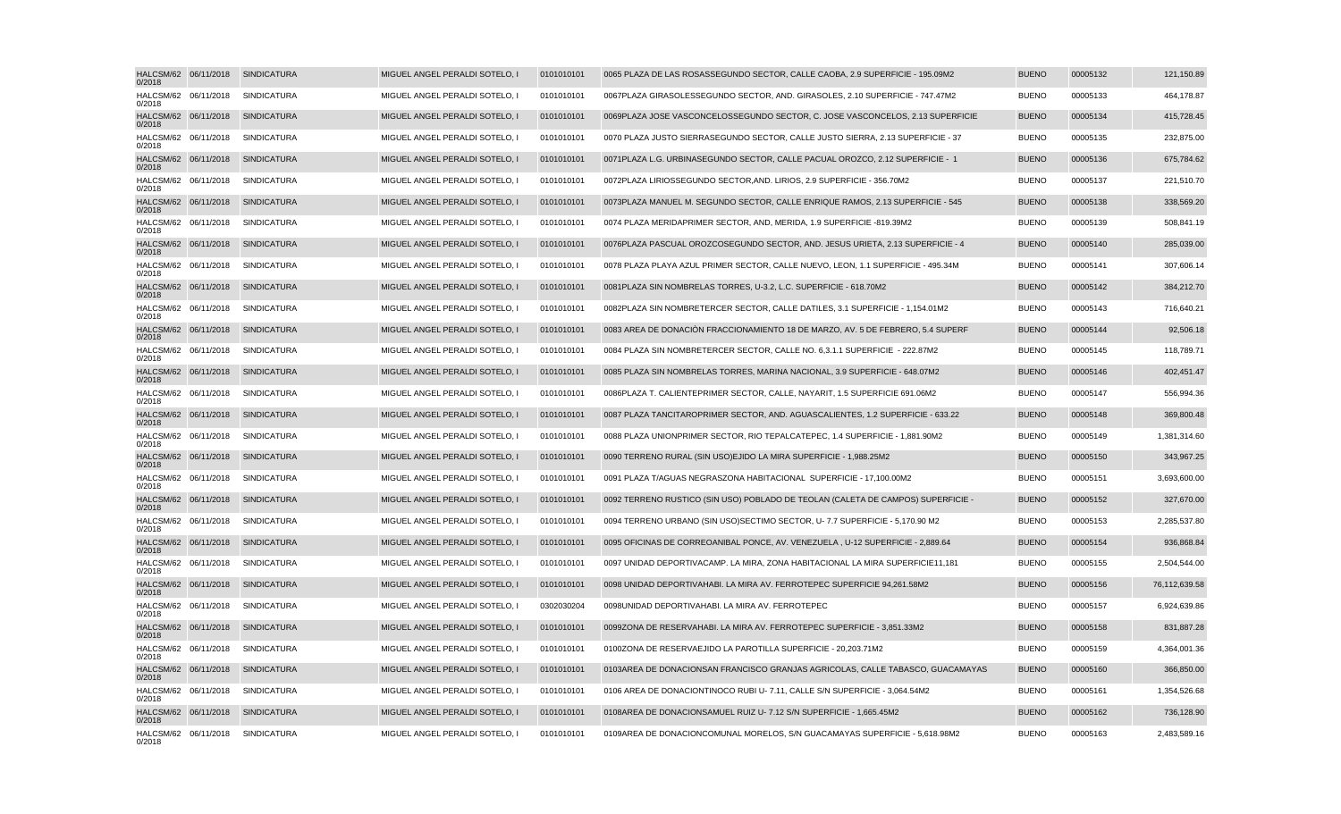| | | | | | | | | |
|---|---|---|---|---|---|---|---|---|
| HALCSM/620/2018 | 06/11/2018 | SINDICATURA | MIGUEL ANGEL PERALDI SOTELO, I | 0101010101 | 0065 PLAZA DE LAS ROSASSEGUNDO SECTOR, CALLE CAOBA, 2.9 SUPERFICIE - 195.09M2 | BUENO | 00005132 | 121,150.89 |
| HALCSM/620/2018 | 06/11/2018 | SINDICATURA | MIGUEL ANGEL PERALDI SOTELO, I | 0101010101 | 0067PLAZA GIRASOLESSEGUNDO SECTOR, AND. GIRASOLES, 2.10 SUPERFICIE - 747.47M2 | BUENO | 00005133 | 464,178.87 |
| HALCSM/620/2018 | 06/11/2018 | SINDICATURA | MIGUEL ANGEL PERALDI SOTELO, I | 0101010101 | 0069PLAZA JOSE VASCONCELOSSEGUNDO SECTOR, C. JOSE VASCONCELOS, 2.13 SUPERFICIE | BUENO | 00005134 | 415,728.45 |
| HALCSM/620/2018 | 06/11/2018 | SINDICATURA | MIGUEL ANGEL PERALDI SOTELO, I | 0101010101 | 0070 PLAZA JUSTO SIERRASEGUNDO SECTOR, CALLE JUSTO SIERRA, 2.13 SUPERFICIE - 37 | BUENO | 00005135 | 232,875.00 |
| HALCSM/620/2018 | 06/11/2018 | SINDICATURA | MIGUEL ANGEL PERALDI SOTELO, I | 0101010101 | 0071PLAZA L.G. URBINASEGUNDO SECTOR, CALLE PACUAL OROZCO, 2.12 SUPERFICIE - 1 | BUENO | 00005136 | 675,784.62 |
| HALCSM/620/2018 | 06/11/2018 | SINDICATURA | MIGUEL ANGEL PERALDI SOTELO, I | 0101010101 | 0072PLAZA LIRIOSSEGUNDO SECTOR,AND. LIRIOS, 2.9 SUPERFICIE - 356.70M2 | BUENO | 00005137 | 221,510.70 |
| HALCSM/620/2018 | 06/11/2018 | SINDICATURA | MIGUEL ANGEL PERALDI SOTELO, I | 0101010101 | 0073PLAZA MANUEL M. SEGUNDO SECTOR, CALLE ENRIQUE RAMOS, 2.13 SUPERFICIE - 545 | BUENO | 00005138 | 338,569.20 |
| HALCSM/620/2018 | 06/11/2018 | SINDICATURA | MIGUEL ANGEL PERALDI SOTELO, I | 0101010101 | 0074 PLAZA MERIDAPRIMER SECTOR, AND, MERIDA, 1.9 SUPERFICIE -819.39M2 | BUENO | 00005139 | 508,841.19 |
| HALCSM/620/2018 | 06/11/2018 | SINDICATURA | MIGUEL ANGEL PERALDI SOTELO, I | 0101010101 | 0076PLAZA PASCUAL OROZCOSEGUNDO SECTOR, AND. JESUS URIETA, 2.13 SUPERFICIE - 4 | BUENO | 00005140 | 285,039.00 |
| HALCSM/620/2018 | 06/11/2018 | SINDICATURA | MIGUEL ANGEL PERALDI SOTELO, I | 0101010101 | 0078 PLAZA PLAYA AZUL PRIMER SECTOR, CALLE NUEVO, LEON, 1.1 SUPERFICIE - 495.34M | BUENO | 00005141 | 307,606.14 |
| HALCSM/620/2018 | 06/11/2018 | SINDICATURA | MIGUEL ANGEL PERALDI SOTELO, I | 0101010101 | 0081PLAZA SIN NOMBRELAS TORRES, U-3.2, L.C. SUPERFICIE - 618.70M2 | BUENO | 00005142 | 384,212.70 |
| HALCSM/620/2018 | 06/11/2018 | SINDICATURA | MIGUEL ANGEL PERALDI SOTELO, I | 0101010101 | 0082PLAZA SIN NOMBRETERCER SECTOR, CALLE DATILES, 3.1 SUPERFICIE - 1,154.01M2 | BUENO | 00005143 | 716,640.21 |
| HALCSM/620/2018 | 06/11/2018 | SINDICATURA | MIGUEL ANGEL PERALDI SOTELO, I | 0101010101 | 0083 AREA DE DONACIÓN FRACCIONAMIENTO 18 DE MARZO, AV. 5 DE FEBRERO, 5.4 SUPERF | BUENO | 00005144 | 92,506.18 |
| HALCSM/620/2018 | 06/11/2018 | SINDICATURA | MIGUEL ANGEL PERALDI SOTELO, I | 0101010101 | 0084 PLAZA SIN NOMBRETERCER SECTOR, CALLE NO. 6,3.1.1 SUPERFICIE - 222.87M2 | BUENO | 00005145 | 118,789.71 |
| HALCSM/620/2018 | 06/11/2018 | SINDICATURA | MIGUEL ANGEL PERALDI SOTELO, I | 0101010101 | 0085 PLAZA SIN NOMBRELAS TORRES, MARINA NACIONAL, 3.9 SUPERFICIE - 648.07M2 | BUENO | 00005146 | 402,451.47 |
| HALCSM/620/2018 | 06/11/2018 | SINDICATURA | MIGUEL ANGEL PERALDI SOTELO, I | 0101010101 | 0086PLAZA T. CALIENTEPRIMER SECTOR, CALLE, NAYARIT, 1.5 SUPERFICIE 691.06M2 | BUENO | 00005147 | 556,994.36 |
| HALCSM/620/2018 | 06/11/2018 | SINDICATURA | MIGUEL ANGEL PERALDI SOTELO, I | 0101010101 | 0087 PLAZA TANCITAROPRIMER SECTOR, AND. AGUASCALIENTES, 1.2 SUPERFICIE - 633.22 | BUENO | 00005148 | 369,800.48 |
| HALCSM/620/2018 | 06/11/2018 | SINDICATURA | MIGUEL ANGEL PERALDI SOTELO, I | 0101010101 | 0088 PLAZA UNIONPRIMER SECTOR, RIO TEPALCATEPEC, 1.4 SUPERFICIE - 1,881.90M2 | BUENO | 00005149 | 1,381,314.60 |
| HALCSM/620/2018 | 06/11/2018 | SINDICATURA | MIGUEL ANGEL PERALDI SOTELO, I | 0101010101 | 0090 TERRENO RURAL (SIN USO)EJIDO LA MIRA SUPERFICIE - 1,988.25M2 | BUENO | 00005150 | 343,967.25 |
| HALCSM/620/2018 | 06/11/2018 | SINDICATURA | MIGUEL ANGEL PERALDI SOTELO, I | 0101010101 | 0091 PLAZA T/AGUAS NEGRASZONA HABITACIONAL SUPERFICIE - 17,100.00M2 | BUENO | 00005151 | 3,693,600.00 |
| HALCSM/620/2018 | 06/11/2018 | SINDICATURA | MIGUEL ANGEL PERALDI SOTELO, I | 0101010101 | 0092 TERRENO RUSTICO (SIN USO) POBLADO DE TEOLAN (CALETA DE CAMPOS) SUPERFICIE - | BUENO | 00005152 | 327,670.00 |
| HALCSM/620/2018 | 06/11/2018 | SINDICATURA | MIGUEL ANGEL PERALDI SOTELO, I | 0101010101 | 0094 TERRENO URBANO (SIN USO)SECTIMO SECTOR, U- 7.7 SUPERFICIE - 5,170.90 M2 | BUENO | 00005153 | 2,285,537.80 |
| HALCSM/620/2018 | 06/11/2018 | SINDICATURA | MIGUEL ANGEL PERALDI SOTELO, I | 0101010101 | 0095 OFICINAS DE CORREOANIBAL PONCE, AV. VENEZUELA , U-12 SUPERFICIE - 2,889.64 | BUENO | 00005154 | 936,868.84 |
| HALCSM/620/2018 | 06/11/2018 | SINDICATURA | MIGUEL ANGEL PERALDI SOTELO, I | 0101010101 | 0097 UNIDAD DEPORTIVACAMP. LA MIRA, ZONA HABITACIONAL LA MIRA SUPERFICIE11,181 | BUENO | 00005155 | 2,504,544.00 |
| HALCSM/620/2018 | 06/11/2018 | SINDICATURA | MIGUEL ANGEL PERALDI SOTELO, I | 0101010101 | 0098 UNIDAD DEPORTIVAHABI. LA MIRA AV. FERROTEPEC SUPERFICIE 94,261.58M2 | BUENO | 00005156 | 76,112,639.58 |
| HALCSM/620/2018 | 06/11/2018 | SINDICATURA | MIGUEL ANGEL PERALDI SOTELO, I | 0302030204 | 0098UNIDAD DEPORTIVAHABI. LA MIRA AV. FERROTEPEC | BUENO | 00005157 | 6,924,639.86 |
| HALCSM/620/2018 | 06/11/2018 | SINDICATURA | MIGUEL ANGEL PERALDI SOTELO, I | 0101010101 | 0099ZONA DE RESERVAHABI. LA MIRA AV. FERROTEPEC SUPERFICIE - 3,851.33M2 | BUENO | 00005158 | 831,887.28 |
| HALCSM/620/2018 | 06/11/2018 | SINDICATURA | MIGUEL ANGEL PERALDI SOTELO, I | 0101010101 | 0100ZONA DE RESERVAEJIDO LA PAROTILLA SUPERFICIE - 20,203.71M2 | BUENO | 00005159 | 4,364,001.36 |
| HALCSM/620/2018 | 06/11/2018 | SINDICATURA | MIGUEL ANGEL PERALDI SOTELO, I | 0101010101 | 0103AREA DE DONACIONSAN FRANCISCO GRANJAS AGRICOLAS, CALLE TABASCO, GUACAMAYAS | BUENO | 00005160 | 366,850.00 |
| HALCSM/620/2018 | 06/11/2018 | SINDICATURA | MIGUEL ANGEL PERALDI SOTELO, I | 0101010101 | 0106 AREA DE DONACIONTINOCO RUBI U- 7.11, CALLE S/N SUPERFICIE - 3,064.54M2 | BUENO | 00005161 | 1,354,526.68 |
| HALCSM/620/2018 | 06/11/2018 | SINDICATURA | MIGUEL ANGEL PERALDI SOTELO, I | 0101010101 | 0108AREA DE DONACIONSAMUEL RUIZ U- 7.12 S/N SUPERFICIE - 1,665.45M2 | BUENO | 00005162 | 736,128.90 |
| HALCSM/620/2018 | 06/11/2018 | SINDICATURA | MIGUEL ANGEL PERALDI SOTELO, I | 0101010101 | 0109AREA DE DONACIONCOMUNAL MORELOS, S/N GUACAMAYAS SUPERFICIE - 5,618.98M2 | BUENO | 00005163 | 2,483,589.16 |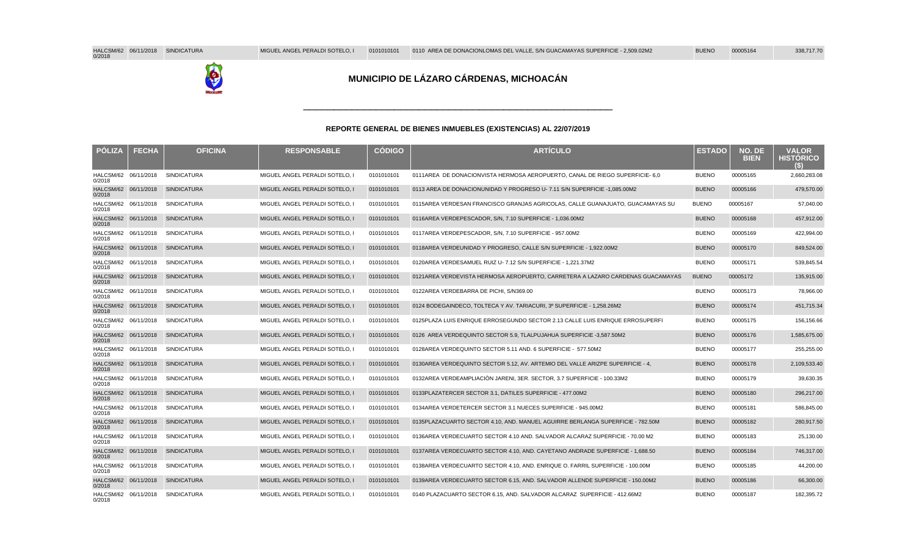| HALCSM/62 0/2018 | 06/11/2018 | SINDICATURA | MIGUEL ANGEL PERALDI SOTELO, I | 0101010101 | 0110 AREA DE DONACIONLOMAS DEL VALLE, S/N GUACAMAYAS SUPERFICIE - 2,509.02M2 | BUENO | 00005164 | 338,717.70 |
|---|---|---|---|---|---|---|---|---|

## MUNICIPIO DE LÁZARO CÁRDENAS, MICHOACÁN

### REPORTE GENERAL DE BIENES INMUEBLES (EXISTENCIAS) AL 22/07/2019

| PÓLIZA | FECHA | OFICINA | RESPONSABLE | CÓDIGO | ARTÍCULO | ESTADO | NO. DE BIEN | VALOR HISTÓRICO ($) |
|---|---|---|---|---|---|---|---|---|
| HALCSM/62 0/2018 | 06/11/2018 | SINDICATURA | MIGUEL ANGEL PERALDI SOTELO, I | 0101010101 | 0111AREA DE DONACIONVISTA HERMOSA AEROPUERTO, CANAL DE RIEGO SUPERFICIE- 6,0 | BUENO | 00005165 | 2,660,283.08 |
| HALCSM/62 0/2018 | 06/11/2018 | SINDICATURA | MIGUEL ANGEL PERALDI SOTELO, I | 0101010101 | 0113 AREA DE DONACIONUNIDAD Y PROGRESO U- 7.11 S/N SUPERFICIE -1,085.00M2 | BUENO | 00005166 | 479,570.00 |
| HALCSM/62 0/2018 | 06/11/2018 | SINDICATURA | MIGUEL ANGEL PERALDI SOTELO, I | 0101010101 | 0115AREA VERDESAN FRANCISCO GRANJAS AGRICOLAS, CALLE GUANAJUATO, GUACAMAYAS SU | BUENO | 00005167 | 57,040.00 |
| HALCSM/62 0/2018 | 06/11/2018 | SINDICATURA | MIGUEL ANGEL PERALDI SOTELO, I | 0101010101 | 0116AREA VERDEPESCADOR, S/N, 7.10 SUPERFICIE - 1,036.00M2 | BUENO | 00005168 | 457,912.00 |
| HALCSM/62 0/2018 | 06/11/2018 | SINDICATURA | MIGUEL ANGEL PERALDI SOTELO, I | 0101010101 | 0117AREA VERDEPESCADOR, S/N, 7.10 SUPERFICIE - 957.00M2 | BUENO | 00005169 | 422,994.00 |
| HALCSM/62 0/2018 | 06/11/2018 | SINDICATURA | MIGUEL ANGEL PERALDI SOTELO, I | 0101010101 | 0118AREA VERDEUNIDAD Y PROGRESO, CALLE S/N SUPERFICIE - 1,922.00M2 | BUENO | 00005170 | 849,524.00 |
| HALCSM/62 0/2018 | 06/11/2018 | SINDICATURA | MIGUEL ANGEL PERALDI SOTELO, I | 0101010101 | 0120AREA VERDESAMUEL RUIZ U- 7.12 S/N SUPERFICIE - 1,221.37M2 | BUENO | 00005171 | 539,845.54 |
| HALCSM/62 0/2018 | 06/11/2018 | SINDICATURA | MIGUEL ANGEL PERALDI SOTELO, I | 0101010101 | 0121AREA VERDEVISTA HERMOSA AEROPUERTO, CARRETERA A LAZARO CARDENAS GUACAMAYAS | BUENO | 00005172 | 135,915.00 |
| HALCSM/62 0/2018 | 06/11/2018 | SINDICATURA | MIGUEL ANGEL PERALDI SOTELO, I | 0101010101 | 0122AREA VERDEBARRA DE PICHI, S/N369.00 | BUENO | 00005173 | 78,966.00 |
| HALCSM/62 0/2018 | 06/11/2018 | SINDICATURA | MIGUEL ANGEL PERALDI SOTELO, I | 0101010101 | 0124 BODEGAINDECO, TOLTECA Y AV. TARIACURI, 3º SUPERFICIE - 1,258.26M2 | BUENO | 00005174 | 451,715.34 |
| HALCSM/62 0/2018 | 06/11/2018 | SINDICATURA | MIGUEL ANGEL PERALDI SOTELO, I | 0101010101 | 0125PLAZA LUIS ENRIQUE ERROSEGUNDO SECTOR 2.13 CALLE LUIS ENRIQUE ERROSUPERFI | BUENO | 00005175 | 156,156.66 |
| HALCSM/62 0/2018 | 06/11/2018 | SINDICATURA | MIGUEL ANGEL PERALDI SOTELO, I | 0101010101 | 0126 AREA VERDEQUINTO SECTOR 5.9, TLALPUJAHUA SUPERFICIE -3,587.50M2 | BUENO | 00005176 | 1,585,675.00 |
| HALCSM/62 0/2018 | 06/11/2018 | SINDICATURA | MIGUEL ANGEL PERALDI SOTELO, I | 0101010101 | 0128AREA VERDEQUINTO SECTOR 5.11 AND. 6 SUPERFICIE - 577.50M2 | BUENO | 00005177 | 255,255.00 |
| HALCSM/62 0/2018 | 06/11/2018 | SINDICATURA | MIGUEL ANGEL PERALDI SOTELO, I | 0101010101 | 0130AREA VERDEQUINTO SECTOR 5.12, AV. ARTEMIO DEL VALLE ARIZPE SUPERFICIE - 4, | BUENO | 00005178 | 2,109,533.40 |
| HALCSM/62 0/2018 | 06/11/2018 | SINDICATURA | MIGUEL ANGEL PERALDI SOTELO, I | 0101010101 | 0132AREA VERDEAMPLIACIÓN JARENI, 3ER. SECTOR, 3.7 SUPERFICIE - 100.33M2 | BUENO | 00005179 | 39,630.35 |
| HALCSM/62 0/2018 | 06/11/2018 | SINDICATURA | MIGUEL ANGEL PERALDI SOTELO, I | 0101010101 | 0133PLAZATERCER SECTOR 3.1, DATILES SUPERFICIE - 477.00M2 | BUENO | 00005180 | 296,217.00 |
| HALCSM/62 0/2018 | 06/11/2018 | SINDICATURA | MIGUEL ANGEL PERALDI SOTELO, I | 0101010101 | 0134AREA VERDETERCER SECTOR 3.1 NUECES SUPERFICIE - 945.00M2 | BUENO | 00005181 | 586,845.00 |
| HALCSM/62 0/2018 | 06/11/2018 | SINDICATURA | MIGUEL ANGEL PERALDI SOTELO, I | 0101010101 | 0135PLAZACUARTO SECTOR 4.10, AND. MANUEL AGUIRRE BERLANGA SUPERFICIE - 782.50M | BUENO | 00005182 | 280,917.50 |
| HALCSM/62 0/2018 | 06/11/2018 | SINDICATURA | MIGUEL ANGEL PERALDI SOTELO, I | 0101010101 | 0136AREA VERDECUARTO SECTOR 4.10 AND. SALVADOR ALCARAZ SUPERFICIE - 70.00 M2 | BUENO | 00005183 | 25,130.00 |
| HALCSM/62 0/2018 | 06/11/2018 | SINDICATURA | MIGUEL ANGEL PERALDI SOTELO, I | 0101010101 | 0137AREA VERDECUARTO SECTOR 4.10, AND. CAYETANO ANDRADE SUPERFICIE - 1,688.50 | BUENO | 00005184 | 746,317.00 |
| HALCSM/62 0/2018 | 06/11/2018 | SINDICATURA | MIGUEL ANGEL PERALDI SOTELO, I | 0101010101 | 0138AREA VERDECUARTO SECTOR 4.10, AND. ENRIQUE O. FARRIL SUPERFICIE - 100.00M | BUENO | 00005185 | 44,200.00 |
| HALCSM/62 0/2018 | 06/11/2018 | SINDICATURA | MIGUEL ANGEL PERALDI SOTELO, I | 0101010101 | 0139AREA VERDECUARTO SECTOR 6.15, AND. SALVADOR ALLENDE SUPERFICIE - 150.00M2 | BUENO | 00005186 | 66,300.00 |
| HALCSM/62 0/2018 | 06/11/2018 | SINDICATURA | MIGUEL ANGEL PERALDI SOTELO, I | 0101010101 | 0140 PLAZACUARTO SECTOR 6.15, AND. SALVADOR ALCARAZ SUPERFICIE - 412.66M2 | BUENO | 00005187 | 182,395.72 |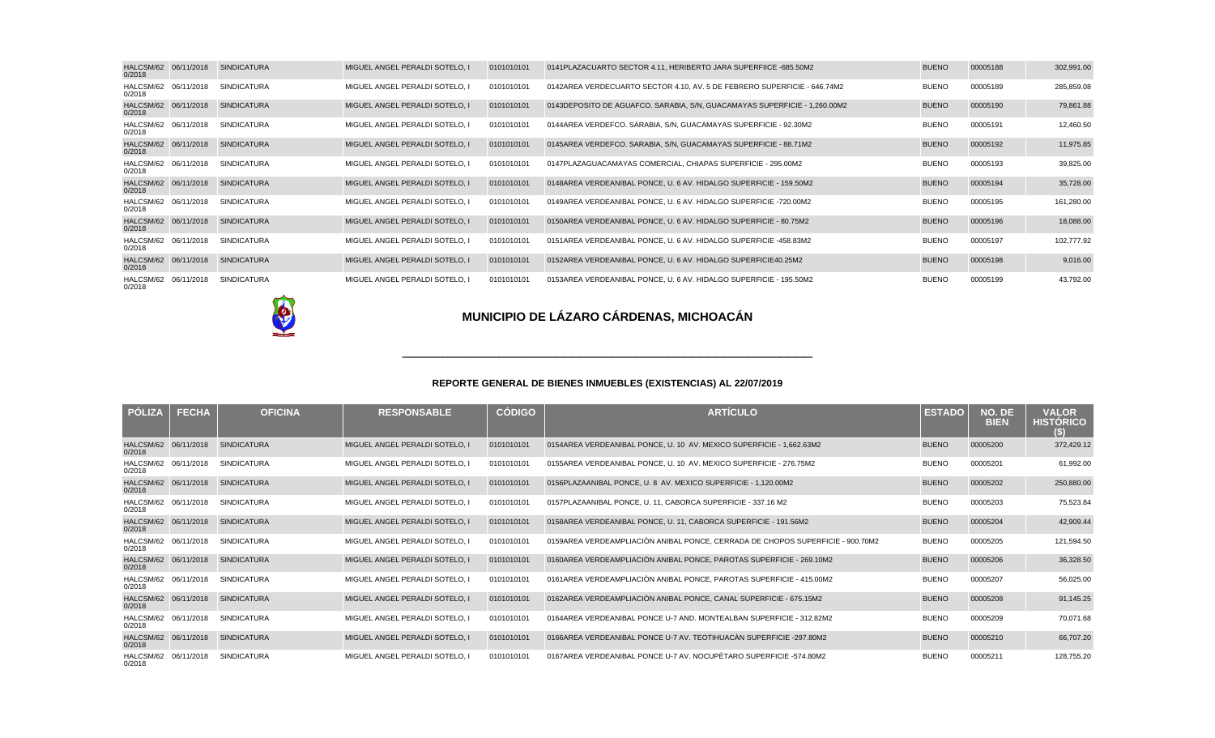| PÓLIZA | FECHA | OFICINA | RESPONSABLE | CÓDIGO | ARTÍCULO | ESTADO | NO. DE BIEN | VALOR HISTÓRICO ($) |
|---|---|---|---|---|---|---|---|---|
| HALCSM/620/2018 | 06/11/2018 | SINDICATURA | MIGUEL ANGEL PERALDI SOTELO, I | 0101010101 | 0141PLAZACUARTO SECTOR 4.11, HERIBERTO JARA SUPERFIICE -685.50M2 | BUENO | 00005188 | 302,991.00 |
| HALCSM/620/2018 | 06/11/2018 | SINDICATURA | MIGUEL ANGEL PERALDI SOTELO, I | 0101010101 | 0142AREA VERDECUARTO SECTOR 4.10, AV. 5 DE FEBRERO SUPERFICIE - 646.74M2 | BUENO | 00005189 | 285,859.08 |
| HALCSM/620/2018 | 06/11/2018 | SINDICATURA | MIGUEL ANGEL PERALDI SOTELO, I | 0101010101 | 0143DEPOSITO DE AGUAFCO. SARABIA, S/N, GUACAMAYAS SUPERFICIE - 1,260.00M2 | BUENO | 00005190 | 79,861.88 |
| HALCSM/620/2018 | 06/11/2018 | SINDICATURA | MIGUEL ANGEL PERALDI SOTELO, I | 0101010101 | 0144AREA VERDEFCO. SARABIA, S/N, GUACAMAYAS SUPERFICIE - 92.30M2 | BUENO | 00005191 | 12,460.50 |
| HALCSM/620/2018 | 06/11/2018 | SINDICATURA | MIGUEL ANGEL PERALDI SOTELO, I | 0101010101 | 0145AREA VERDEFCO. SARABIA, S/N, GUACAMAYAS SUPERFICIE - 88.71M2 | BUENO | 00005192 | 11,975.85 |
| HALCSM/620/2018 | 06/11/2018 | SINDICATURA | MIGUEL ANGEL PERALDI SOTELO, I | 0101010101 | 0147PLAZAGUACAMAYAS COMERCIAL, CHIAPAS SUPERFICIE - 295.00M2 | BUENO | 00005193 | 39,825.00 |
| HALCSM/620/2018 | 06/11/2018 | SINDICATURA | MIGUEL ANGEL PERALDI SOTELO, I | 0101010101 | 0148AREA VERDEANIBAL PONCE, U. 6 AV. HIDALGO SUPERFICIE - 159.50M2 | BUENO | 00005194 | 35,728.00 |
| HALCSM/620/2018 | 06/11/2018 | SINDICATURA | MIGUEL ANGEL PERALDI SOTELO, I | 0101010101 | 0149AREA VERDEANIBAL PONCE, U. 6 AV. HIDALGO SUPERFICIE -720.00M2 | BUENO | 00005195 | 161,280.00 |
| HALCSM/620/2018 | 06/11/2018 | SINDICATURA | MIGUEL ANGEL PERALDI SOTELO, I | 0101010101 | 0150AREA VERDEANIBAL PONCE, U. 6 AV. HIDALGO SUPERFICIE - 80.75M2 | BUENO | 00005196 | 18,088.00 |
| HALCSM/620/2018 | 06/11/2018 | SINDICATURA | MIGUEL ANGEL PERALDI SOTELO, I | 0101010101 | 0151AREA VERDEANIBAL PONCE, U. 6 AV. HIDALGO SUPERFICIE -458.83M2 | BUENO | 00005197 | 102,777.92 |
| HALCSM/620/2018 | 06/11/2018 | SINDICATURA | MIGUEL ANGEL PERALDI SOTELO, I | 0101010101 | 0152AREA VERDEANIBAL PONCE, U. 6 AV. HIDALGO SUPERFICIE40.25M2 | BUENO | 00005198 | 9,016.00 |
| HALCSM/620/2018 | 06/11/2018 | SINDICATURA | MIGUEL ANGEL PERALDI SOTELO, I | 0101010101 | 0153AREA VERDEANIBAL PONCE, U. 6 AV. HIDALGO SUPERFICIE - 195.50M2 | BUENO | 00005199 | 43,792.00 |

## MUNICIPIO DE LÁZARO CÁRDENAS, MICHOACÁN

### REPORTE GENERAL DE BIENES INMUEBLES (EXISTENCIAS) AL 22/07/2019

| PÓLIZA | FECHA | OFICINA | RESPONSABLE | CÓDIGO | ARTÍCULO | ESTADO | NO. DE BIEN | VALOR HISTÓRICO ($) |
|---|---|---|---|---|---|---|---|---|
| HALCSM/620/2018 | 06/11/2018 | SINDICATURA | MIGUEL ANGEL PERALDI SOTELO, I | 0101010101 | 0154AREA VERDEANIBAL PONCE, U. 10 AV. MEXICO SUPERFICIE - 1,662.63M2 | BUENO | 00005200 | 372,429.12 |
| HALCSM/620/2018 | 06/11/2018 | SINDICATURA | MIGUEL ANGEL PERALDI SOTELO, I | 0101010101 | 0155AREA VERDEANIBAL PONCE, U. 10 AV. MEXICO SUPERFICIE - 276.75M2 | BUENO | 00005201 | 61,992.00 |
| HALCSM/620/2018 | 06/11/2018 | SINDICATURA | MIGUEL ANGEL PERALDI SOTELO, I | 0101010101 | 0156PLAZAANIBAL PONCE, U. 8 AV. MEXICO SUPERFICIE - 1,120.00M2 | BUENO | 00005202 | 250,880.00 |
| HALCSM/620/2018 | 06/11/2018 | SINDICATURA | MIGUEL ANGEL PERALDI SOTELO, I | 0101010101 | 0157PLAZAANIBAL PONCE, U. 11, CABORCA SUPERFICIE - 337.16 M2 | BUENO | 00005203 | 75,523.84 |
| HALCSM/620/2018 | 06/11/2018 | SINDICATURA | MIGUEL ANGEL PERALDI SOTELO, I | 0101010101 | 0158AREA VERDEANIBAL PONCE, U. 11, CABORCA SUPERFICIE - 191.56M2 | BUENO | 00005204 | 42,909.44 |
| HALCSM/620/2018 | 06/11/2018 | SINDICATURA | MIGUEL ANGEL PERALDI SOTELO, I | 0101010101 | 0159AREA VERDEAMPLIACIÓN ANIBAL PONCE, CERRADA DE CHOPOS SUPERFICIE - 900.70M2 | BUENO | 00005205 | 121,594.50 |
| HALCSM/620/2018 | 06/11/2018 | SINDICATURA | MIGUEL ANGEL PERALDI SOTELO, I | 0101010101 | 0160AREA VERDEAMPLIACIÓN ANIBAL PONCE, PAROTAS SUPERFICIE - 269.10M2 | BUENO | 00005206 | 36,328.50 |
| HALCSM/620/2018 | 06/11/2018 | SINDICATURA | MIGUEL ANGEL PERALDI SOTELO, I | 0101010101 | 0161AREA VERDEAMPLIACIÓN ANIBAL PONCE, PAROTAS SUPERFICIE - 415.00M2 | BUENO | 00005207 | 56,025.00 |
| HALCSM/620/2018 | 06/11/2018 | SINDICATURA | MIGUEL ANGEL PERALDI SOTELO, I | 0101010101 | 0162AREA VERDEAMPLIACIÓN ANIBAL PONCE, CANAL SUPERFICIE - 675.15M2 | BUENO | 00005208 | 91,145.25 |
| HALCSM/620/2018 | 06/11/2018 | SINDICATURA | MIGUEL ANGEL PERALDI SOTELO, I | 0101010101 | 0164AREA VERDEANIBAL PONCE U-7 AND. MONTEALBAN SUPERFICIE - 312.82M2 | BUENO | 00005209 | 70,071.68 |
| HALCSM/620/2018 | 06/11/2018 | SINDICATURA | MIGUEL ANGEL PERALDI SOTELO, I | 0101010101 | 0166AREA VERDEANIBAL PONCE U-7 AV. TEOTIHUACÀN SUPERFICIE -297.80M2 | BUENO | 00005210 | 66,707.20 |
| HALCSM/620/2018 | 06/11/2018 | SINDICATURA | MIGUEL ANGEL PERALDI SOTELO, I | 0101010101 | 0167AREA VERDEANIBAL PONCE U-7 AV. NOCUPÈTARO SUPERFICIE -574.80M2 | BUENO | 00005211 | 128,755.20 |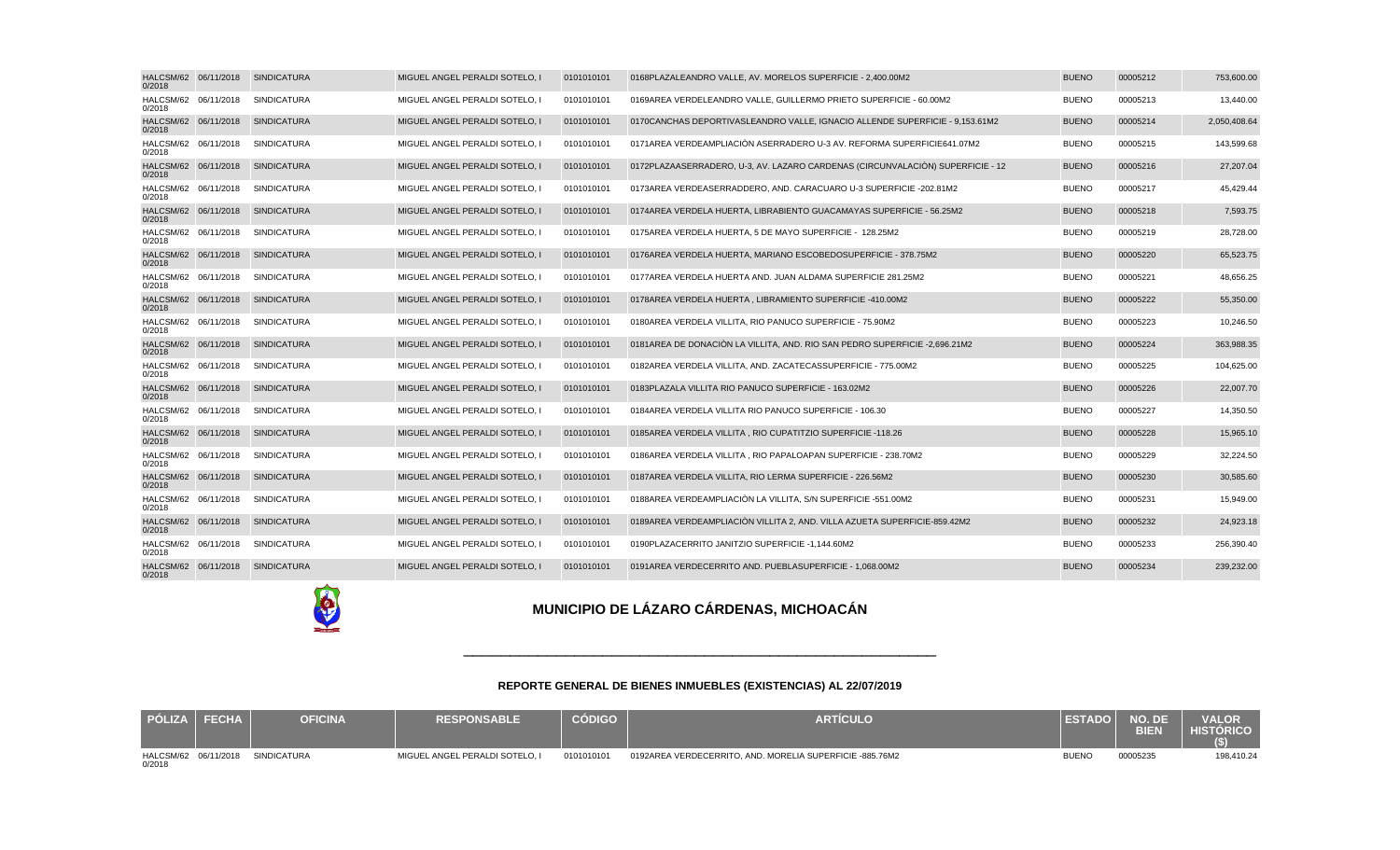| PÓLIZA | FECHA | OFICINA | RESPONSABLE | CÓDIGO | ARTÍCULO | ESTADO | NO. DE BIEN | VALOR HISTÓRICO ($) |
|---|---|---|---|---|---|---|---|---|
| HALCSM/620/2018 | 06/11/2018 | SINDICATURA | MIGUEL ANGEL PERALDI SOTELO, I | 0101010101 | 0168PLAZALEANDRO VALLE, AV. MORELOS SUPERFICIE - 2,400.00M2 | BUENO | 00005212 | 753,600.00 |
| HALCSM/620/2018 | 06/11/2018 | SINDICATURA | MIGUEL ANGEL PERALDI SOTELO, I | 0101010101 | 0169AREA VERDELEANDRO VALLE, GUILLERMO PRIETO SUPERFICIE - 60.00M2 | BUENO | 00005213 | 13,440.00 |
| HALCSM/620/2018 | 06/11/2018 | SINDICATURA | MIGUEL ANGEL PERALDI SOTELO, I | 0101010101 | 0170CANCHAS DEPORTIVASLEANDRO VALLE, IGNACIO ALLENDE SUPERFICIE - 9,153.61M2 | BUENO | 00005214 | 2,050,408.64 |
| HALCSM/620/2018 | 06/11/2018 | SINDICATURA | MIGUEL ANGEL PERALDI SOTELO, I | 0101010101 | 0171AREA VERDEAMPLIACIÓN ASERRADERO U-3 AV. REFORMA SUPERFICIE641.07M2 | BUENO | 00005215 | 143,599.68 |
| HALCSM/620/2018 | 06/11/2018 | SINDICATURA | MIGUEL ANGEL PERALDI SOTELO, I | 0101010101 | 0172PLAZAASERRADERO, U-3, AV. LAZARO CARDENAS (CIRCUNVALACIÓN) SUPERFICIE - 12 | BUENO | 00005216 | 27,207.04 |
| HALCSM/620/2018 | 06/11/2018 | SINDICATURA | MIGUEL ANGEL PERALDI SOTELO, I | 0101010101 | 0173AREA VERDEASERRADDERO, AND. CARACUARO U-3 SUPERFICIE -202.81M2 | BUENO | 00005217 | 45,429.44 |
| HALCSM/620/2018 | 06/11/2018 | SINDICATURA | MIGUEL ANGEL PERALDI SOTELO, I | 0101010101 | 0174AREA VERDELA HUERTA, LIBRABIENTO GUACAMAYAS SUPERFICIE - 56.25M2 | BUENO | 00005218 | 7,593.75 |
| HALCSM/620/2018 | 06/11/2018 | SINDICATURA | MIGUEL ANGEL PERALDI SOTELO, I | 0101010101 | 0175AREA VERDELA HUERTA, 5 DE MAYO SUPERFICIE - 128.25M2 | BUENO | 00005219 | 28,728.00 |
| HALCSM/620/2018 | 06/11/2018 | SINDICATURA | MIGUEL ANGEL PERALDI SOTELO, I | 0101010101 | 0176AREA VERDELA HUERTA, MARIANO ESCOBEDOSUPERFICIE - 378.75M2 | BUENO | 00005220 | 65,523.75 |
| HALCSM/620/2018 | 06/11/2018 | SINDICATURA | MIGUEL ANGEL PERALDI SOTELO, I | 0101010101 | 0177AREA VERDELA HUERTA AND. JUAN ALDAMA SUPERFICIE 281.25M2 | BUENO | 00005221 | 48,656.25 |
| HALCSM/620/2018 | 06/11/2018 | SINDICATURA | MIGUEL ANGEL PERALDI SOTELO, I | 0101010101 | 0178AREA VERDELA HUERTA , LIBRAMIENTO SUPERFICIE -410.00M2 | BUENO | 00005222 | 55,350.00 |
| HALCSM/620/2018 | 06/11/2018 | SINDICATURA | MIGUEL ANGEL PERALDI SOTELO, I | 0101010101 | 0180AREA VERDELA VILLITA, RIO PANUCO SUPERFICIE - 75.90M2 | BUENO | 00005223 | 10,246.50 |
| HALCSM/620/2018 | 06/11/2018 | SINDICATURA | MIGUEL ANGEL PERALDI SOTELO, I | 0101010101 | 0181AREA DE DONACIÓN LA VILLITA, AND. RIO SAN PEDRO SUPERFICIE -2,696.21M2 | BUENO | 00005224 | 363,988.35 |
| HALCSM/620/2018 | 06/11/2018 | SINDICATURA | MIGUEL ANGEL PERALDI SOTELO, I | 0101010101 | 0182AREA VERDELA VILLITA, AND. ZACATECASSUPERFICIE - 775.00M2 | BUENO | 00005225 | 104,625.00 |
| HALCSM/620/2018 | 06/11/2018 | SINDICATURA | MIGUEL ANGEL PERALDI SOTELO, I | 0101010101 | 0183PLAZALA VILLITA RIO PANUCO SUPERFICIE - 163.02M2 | BUENO | 00005226 | 22,007.70 |
| HALCSM/620/2018 | 06/11/2018 | SINDICATURA | MIGUEL ANGEL PERALDI SOTELO, I | 0101010101 | 0184AREA VERDELA VILLITA RIO PANUCO SUPERFICIE - 106.30 | BUENO | 00005227 | 14,350.50 |
| HALCSM/620/2018 | 06/11/2018 | SINDICATURA | MIGUEL ANGEL PERALDI SOTELO, I | 0101010101 | 0185AREA VERDELA VILLITA , RIO CUPATITZIO SUPERFICIE -118.26 | BUENO | 00005228 | 15,965.10 |
| HALCSM/620/2018 | 06/11/2018 | SINDICATURA | MIGUEL ANGEL PERALDI SOTELO, I | 0101010101 | 0186AREA VERDELA VILLITA , RIO PAPALOAPAN SUPERFICIE - 238.70M2 | BUENO | 00005229 | 32,224.50 |
| HALCSM/620/2018 | 06/11/2018 | SINDICATURA | MIGUEL ANGEL PERALDI SOTELO, I | 0101010101 | 0187AREA VERDELA VILLITA, RIO LERMA SUPERFICIE - 226.56M2 | BUENO | 00005230 | 30,585.60 |
| HALCSM/620/2018 | 06/11/2018 | SINDICATURA | MIGUEL ANGEL PERALDI SOTELO, I | 0101010101 | 0188AREA VERDEAMPLIACIÓN LA VILLITA, S/N SUPERFICIE -551.00M2 | BUENO | 00005231 | 15,949.00 |
| HALCSM/620/2018 | 06/11/2018 | SINDICATURA | MIGUEL ANGEL PERALDI SOTELO, I | 0101010101 | 0189AREA VERDEAMPLIACIÓN VILLITA 2, AND. VILLA AZUETA SUPERFICIE-859.42M2 | BUENO | 00005232 | 24,923.18 |
| HALCSM/620/2018 | 06/11/2018 | SINDICATURA | MIGUEL ANGEL PERALDI SOTELO, I | 0101010101 | 0190PLAZACERRITO JANITZIO SUPERFICIE -1,144.60M2 | BUENO | 00005233 | 256,390.40 |
| HALCSM/620/2018 | 06/11/2018 | SINDICATURA | MIGUEL ANGEL PERALDI SOTELO, I | 0101010101 | 0191AREA VERDECERRITO AND. PUEBLASUPERFICIE - 1,068.00M2 | BUENO | 00005234 | 239,232.00 |

## MUNICIPIO DE LÁZARO CÁRDENAS, MICHOACÁN

### REPORTE GENERAL DE BIENES INMUEBLES (EXISTENCIAS) AL 22/07/2019

| PÓLIZA | FECHA | OFICINA | RESPONSABLE | CÓDIGO | ARTÍCULO | ESTADO | NO. DE BIEN | VALOR HISTÓRICO ($) |
|---|---|---|---|---|---|---|---|---|
| HALCSM/620/2018 | 06/11/2018 | SINDICATURA | MIGUEL ANGEL PERALDI SOTELO, I | 0101010101 | 0192AREA VERDECERRITO, AND. MORELIA SUPERFICIE -885.76M2 | BUENO | 00005235 | 198,410.24 |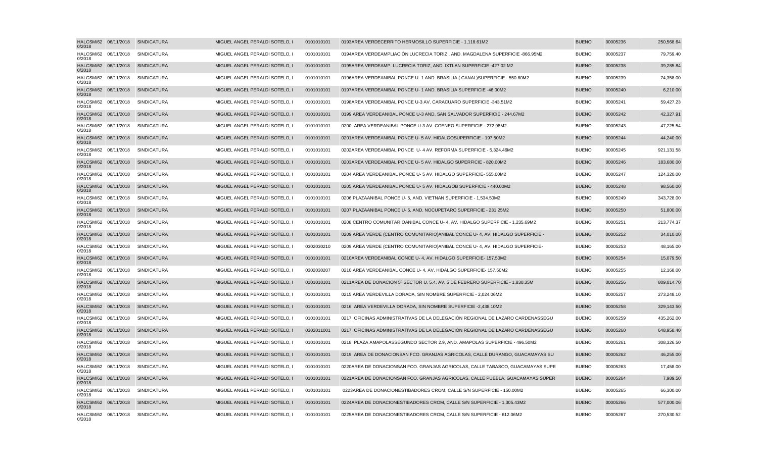| | | | | | | | | |
|---|---|---|---|---|---|---|---|---|
| HALCSM/620/2018 | 06/11/2018 | SINDICATURA | MIGUEL ANGEL PERALDI SOTELO, I | 0101010101 | 0193AREA VERDECERRITO HERMOSILLO SUPERFICIE - 1,118.61M2 | BUENO | 00005236 | 250,568.64 |
| HALCSM/620/2018 | 06/11/2018 | SINDICATURA | MIGUEL ANGEL PERALDI SOTELO, I | 0101010101 | 0194AREA VERDEAMPLIACIÓN LUCRECIA TORIZ , AND. MAGDALENA SUPERFICIE -866.95M2 | BUENO | 00005237 | 79,759.40 |
| HALCSM/620/2018 | 06/11/2018 | SINDICATURA | MIGUEL ANGEL PERALDI SOTELO, I | 0101010101 | 0195AREA VERDEAMP. LUCRECIA TORIZ, AND. IXTLAN SUPERFICIE -427.02 M2 | BUENO | 00005238 | 39,285.84 |
| HALCSM/620/2018 | 06/11/2018 | SINDICATURA | MIGUEL ANGEL PERALDI SOTELO, I | 0101010101 | 0196AREA VERDEANIBAL PONCE U- 1 AND. BRASILIA ( CANAL)SUPERFICIE - 550.80M2 | BUENO | 00005239 | 74,358.00 |
| HALCSM/620/2018 | 06/11/2018 | SINDICATURA | MIGUEL ANGEL PERALDI SOTELO, I | 0101010101 | 0197AREA VERDEANIBAL PONCE U- 1 AND. BRASILIA SUPERFICIE -46.00M2 | BUENO | 00005240 | 6,210.00 |
| HALCSM/620/2018 | 06/11/2018 | SINDICATURA | MIGUEL ANGEL PERALDI SOTELO, I | 0101010101 | 0198AREA VERDEANIBAL PONCE U-3 AV. CARACUARO SUPERFICIE -343.51M2 | BUENO | 00005241 | 59,427.23 |
| HALCSM/620/2018 | 06/11/2018 | SINDICATURA | MIGUEL ANGEL PERALDI SOTELO, I | 0101010101 | 0199 AREA VERDEANIBAL PONCE U-3 AND. SAN SALVADOR SUPERFICIE - 244.67M2 | BUENO | 00005242 | 42,327.91 |
| HALCSM/620/2018 | 06/11/2018 | SINDICATURA | MIGUEL ANGEL PERALDI SOTELO, I | 0101010101 | 0200 AREA VERDEANIBAL PONCE U-3 AV. COENEO SUPERFICIE - 272.98M2 | BUENO | 00005243 | 47,225.54 |
| HALCSM/620/2018 | 06/11/2018 | SINDICATURA | MIGUEL ANGEL PERALDI SOTELO, I | 0101010101 | 0201AREA VERDEANIBAL PONCE U- 5 AV. HIDALGOSUPERFICIE - 197.50M2 | BUENO | 00005244 | 44,240.00 |
| HALCSM/620/2018 | 06/11/2018 | SINDICATURA | MIGUEL ANGEL PERALDI SOTELO, I | 0101010101 | 0202AREA VERDEANIBAL PONCE U- 4 AV. REFORMA SUPERFICIE - 5,324.46M2 | BUENO | 00005245 | 921,131.58 |
| HALCSM/620/2018 | 06/11/2018 | SINDICATURA | MIGUEL ANGEL PERALDI SOTELO, I | 0101010101 | 0203AREA VERDEANIBAL PONCE U- 5 AV. HIDALGO SUPERFICIE - 820.00M2 | BUENO | 00005246 | 183,680.00 |
| HALCSM/620/2018 | 06/11/2018 | SINDICATURA | MIGUEL ANGEL PERALDI SOTELO, I | 0101010101 | 0204 AREA VERDEANIBAL PONCE U- 5 AV. HIDALGO SUPERFICIE- 555.00M2 | BUENO | 00005247 | 124,320.00 |
| HALCSM/620/2018 | 06/11/2018 | SINDICATURA | MIGUEL ANGEL PERALDI SOTELO, I | 0101010101 | 0205 AREA VERDEANIBAL PONCE U- 5 AV. HIDALGOB SUPERFICIE - 440.00M2 | BUENO | 00005248 | 98,560.00 |
| HALCSM/620/2018 | 06/11/2018 | SINDICATURA | MIGUEL ANGEL PERALDI SOTELO, I | 0101010101 | 0206 PLAZAANIBAL PONCE U- 5, AND. VIETNAN SUPERFICIE - 1,534.50M2 | BUENO | 00005249 | 343,728.00 |
| HALCSM/620/2018 | 06/11/2018 | SINDICATURA | MIGUEL ANGEL PERALDI SOTELO, I | 0101010101 | 0207 PLAZAANIBAL PONCE U- 5, AND. NOCUPETARO SUPERFICIE - 231.25M2 | BUENO | 00005250 | 51,800.00 |
| HALCSM/620/2018 | 06/11/2018 | SINDICATURA | MIGUEL ANGEL PERALDI SOTELO, I | 0101010101 | 0208 CENTRO COMUNITARIOANIBAL CONCE U- 4, AV. HIDALGO SUPERFICIE - 1,235.69M2 | BUENO | 00005251 | 213,774.37 |
| HALCSM/620/2018 | 06/11/2018 | SINDICATURA | MIGUEL ANGEL PERALDI SOTELO, I | 0101010101 | 0209 AREA VERDE (CENTRO COMUNITARIO)ANIBAL CONCE U- 4, AV. HIDALGO SUPERFICIE - | BUENO | 00005252 | 34,010.00 |
| HALCSM/620/2018 | 06/11/2018 | SINDICATURA | MIGUEL ANGEL PERALDI SOTELO, I | 0302030210 | 0209 AREA VERDE (CENTRO COMUNITARIO)ANIBAL CONCE U- 4, AV. HIDALGO SUPERFICIE- | BUENO | 00005253 | 48,165.00 |
| HALCSM/620/2018 | 06/11/2018 | SINDICATURA | MIGUEL ANGEL PERALDI SOTELO, I | 0101010101 | 0210AREA VERDEANIBAL CONCE U- 4, AV. HIDALGO SUPERFICIE- 157.50M2 | BUENO | 00005254 | 15,079.50 |
| HALCSM/620/2018 | 06/11/2018 | SINDICATURA | MIGUEL ANGEL PERALDI SOTELO, I | 0302030207 | 0210 AREA VERDEANIBAL CONCE U- 4, AV. HIDALGO SUPERFICIE- 157.50M2 | BUENO | 00005255 | 12,168.00 |
| HALCSM/620/2018 | 06/11/2018 | SINDICATURA | MIGUEL ANGEL PERALDI SOTELO, I | 0101010101 | 0211AREA DE DONACIÓN 5º SECTOR U. 5.4, AV. 5 DE FEBRERO SUPERFICIE - 1,830.35M | BUENO | 00005256 | 809,014.70 |
| HALCSM/620/2018 | 06/11/2018 | SINDICATURA | MIGUEL ANGEL PERALDI SOTELO, I | 0101010101 | 0215 AREA VERDEVILLA DORADA, SIN NOMBRE SUPERFICIE - 2,024.06M2 | BUENO | 00005257 | 273,248.10 |
| HALCSM/620/2018 | 06/11/2018 | SINDICATURA | MIGUEL ANGEL PERALDI SOTELO, I | 0101010101 | 0216 AREA VERDEVILLA DORADA, SIN NOMBRE SUPERFICIE -2,438.10M2 | BUENO | 00005258 | 329,143.50 |
| HALCSM/620/2018 | 06/11/2018 | SINDICATURA | MIGUEL ANGEL PERALDI SOTELO, I | 0101010101 | 0217 OFICINAS ADMINISTRATIVAS DE LA DELEGACIÒN REGIONAL DE LAZARO CARDENASSEGU | BUENO | 00005259 | 435,262.00 |
| HALCSM/620/2018 | 06/11/2018 | SINDICATURA | MIGUEL ANGEL PERALDI SOTELO, I | 0302011001 | 0217 OFICINAS ADMINISTRATIVAS DE LA DELEGACIÒN REGIONAL DE LAZARO CARDENASSEGU | BUENO | 00005260 | 648,958.40 |
| HALCSM/620/2018 | 06/11/2018 | SINDICATURA | MIGUEL ANGEL PERALDI SOTELO, I | 0101010101 | 0218 PLAZA AMAPOLASSEGUNDO SECTOR 2.9, AND. AMAPOLAS SUPERFICIE - 496.50M2 | BUENO | 00005261 | 308,326.50 |
| HALCSM/620/2018 | 06/11/2018 | SINDICATURA | MIGUEL ANGEL PERALDI SOTELO, I | 0101010101 | 0219 AREA DE DONACIONSAN FCO. GRANJAS AGRICOLAS, CALLE DURANGO, GUACAMAYAS SU | BUENO | 00005262 | 46,255.00 |
| HALCSM/620/2018 | 06/11/2018 | SINDICATURA | MIGUEL ANGEL PERALDI SOTELO, I | 0101010101 | 0220AREA DE DONACIONSAN FCO. GRANJAS AGRICOLAS, CALLE TABASCO, GUACAMAYAS SUPE | BUENO | 00005263 | 17,458.00 |
| HALCSM/620/2018 | 06/11/2018 | SINDICATURA | MIGUEL ANGEL PERALDI SOTELO, I | 0101010101 | 0221AREA DE DONACIONSAN FCO. GRANJAS AGRICOLAS, CALLE PUEBLA, GUACAMAYAS SUPER | BUENO | 00005264 | 7,989.50 |
| HALCSM/620/2018 | 06/11/2018 | SINDICATURA | MIGUEL ANGEL PERALDI SOTELO, I | 0101010101 | 0223AREA DE DONACIONESTIBADORES CROM, CALLE S/N SUPERFICIE - 150.00M2 | BUENO | 00005265 | 66,300.00 |
| HALCSM/620/2018 | 06/11/2018 | SINDICATURA | MIGUEL ANGEL PERALDI SOTELO, I | 0101010101 | 0224AREA DE DONACIONESTIBADORES CROM, CALLE S/N SUPERFICIE - 1,305.43M2 | BUENO | 00005266 | 577,000.06 |
| HALCSM/620/2018 | 06/11/2018 | SINDICATURA | MIGUEL ANGEL PERALDI SOTELO, I | 0101010101 | 0225AREA DE DONACIONESTIBADORES CROM, CALLE S/N SUPERFICIE - 612.06M2 | BUENO | 00005267 | 270,530.52 |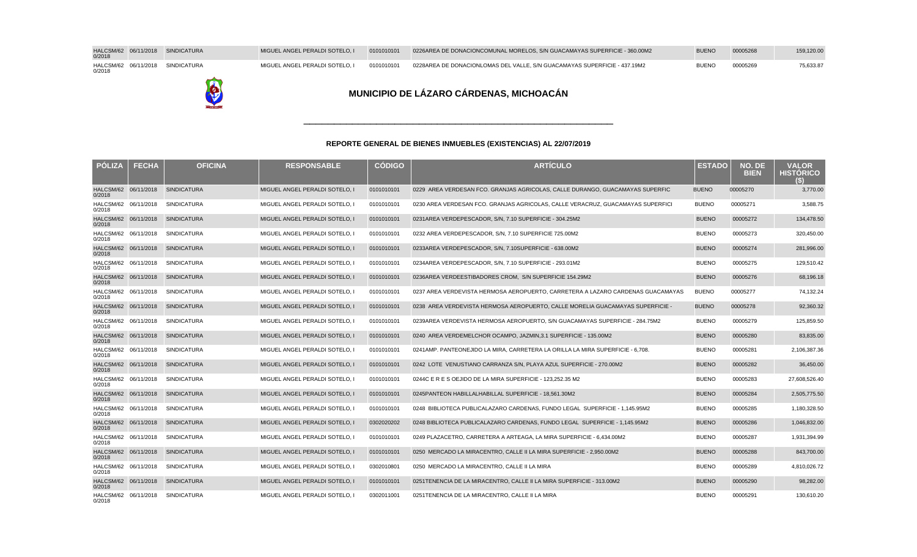| PÓLIZA | FECHA | OFICINA | RESPONSABLE | CÓDIGO | ARTÍCULO | ESTADO | NO. DE BIEN | VALOR HISTÓRICO ($) |
|---|---|---|---|---|---|---|---|---|
| HALCSM/620/2018 | 06/11/2018 | SINDICATURA | MIGUEL ANGEL PERALDI SOTELO, I | 0101010101 | 0226AREA DE DONACIONCOMUNAL MORELOS, S/N GUACAMAYAS SUPERFICIE - 360.00M2 | BUENO | 00005268 | 159,120.00 |
| HALCSM/620/2018 | 06/11/2018 | SINDICATURA | MIGUEL ANGEL PERALDI SOTELO, I | 0101010101 | 0228AREA DE DONACIONLOMAS DEL VALLE, S/N GUACAMAYAS SUPERFICIE - 437.19M2 | BUENO | 00005269 | 75,633.87 |

## MUNICIPIO DE LÁZARO CÁRDENAS, MICHOACÁN

### REPORTE GENERAL DE BIENES INMUEBLES (EXISTENCIAS) AL 22/07/2019

| PÓLIZA | FECHA | OFICINA | RESPONSABLE | CÓDIGO | ARTÍCULO | ESTADO | NO. DE BIEN | VALOR HISTÓRICO ($) |
|---|---|---|---|---|---|---|---|---|
| HALCSM/620/2018 | 06/11/2018 | SINDICATURA | MIGUEL ANGEL PERALDI SOTELO, I | 0101010101 | 0229 AREA VERDESAN FCO. GRANJAS AGRICOLAS, CALLE DURANGO, GUACAMAYAS SUPERFIC | BUENO | 00005270 | 3,770.00 |
| HALCSM/620/2018 | 06/11/2018 | SINDICATURA | MIGUEL ANGEL PERALDI SOTELO, I | 0101010101 | 0230 AREA VERDESAN FCO. GRANJAS AGRICOLAS, CALLE VERACRUZ, GUACAMAYAS SUPERFICI | BUENO | 00005271 | 3,588.75 |
| HALCSM/620/2018 | 06/11/2018 | SINDICATURA | MIGUEL ANGEL PERALDI SOTELO, I | 0101010101 | 0231AREA VERDEPESCADOR, S/N, 7.10 SUPERFICIE - 304.25M2 | BUENO | 00005272 | 134,478.50 |
| HALCSM/620/2018 | 06/11/2018 | SINDICATURA | MIGUEL ANGEL PERALDI SOTELO, I | 0101010101 | 0232 AREA VERDEPESCADOR, S/N, 7.10 SUPERFICIE - 725.00M2 | BUENO | 00005273 | 320,450.00 |
| HALCSM/620/2018 | 06/11/2018 | SINDICATURA | MIGUEL ANGEL PERALDI SOTELO, I | 0101010101 | 0233AREA VERDEPESCADOR, S/N, 7.10SUPERFICIE - 638.00M2 | BUENO | 00005274 | 281,996.00 |
| HALCSM/620/2018 | 06/11/2018 | SINDICATURA | MIGUEL ANGEL PERALDI SOTELO, I | 0101010101 | 0234AREA VERDEPESCADOR, S/N, 7.10 SUPERFICIE - 293.01M2 | BUENO | 00005275 | 129,510.42 |
| HALCSM/620/2018 | 06/11/2018 | SINDICATURA | MIGUEL ANGEL PERALDI SOTELO, I | 0101010101 | 0236AREA VERDEESTIBADORES CROM, S/N SUPERFICIE 154.29M2 | BUENO | 00005276 | 68,196.18 |
| HALCSM/620/2018 | 06/11/2018 | SINDICATURA | MIGUEL ANGEL PERALDI SOTELO, I | 0101010101 | 0237 AREA VERDEVISTA HERMOSA AEROPUERTO, CARRETERA A LAZARO CARDENAS GUACAMAYAS | BUENO | 00005277 | 74,132.24 |
| HALCSM/620/2018 | 06/11/2018 | SINDICATURA | MIGUEL ANGEL PERALDI SOTELO, I | 0101010101 | 0238 AREA VERDEVISTA HERMOSA AEROPUERTO, CALLE MORELIA GUACAMAYAS SUPERFICIE - | BUENO | 00005278 | 92,360.32 |
| HALCSM/620/2018 | 06/11/2018 | SINDICATURA | MIGUEL ANGEL PERALDI SOTELO, I | 0101010101 | 0239AREA VERDEVISTA HERMOSA AEROPUERTO, S/N GUACAMAYAS SUPERFICIE - 284.75M2 | BUENO | 00005279 | 125,859.50 |
| HALCSM/620/2018 | 06/11/2018 | SINDICATURA | MIGUEL ANGEL PERALDI SOTELO, I | 0101010101 | 0240 AREA VERDEMELCHOR OCAMPO, JAZMIN,3.1 SUPERFICIE - 135.00M2 | BUENO | 00005280 | 83,835.00 |
| HALCSM/620/2018 | 06/11/2018 | SINDICATURA | MIGUEL ANGEL PERALDI SOTELO, I | 0101010101 | 0241AMP. PANTEONEJIDO LA MIRA, CARRETERA LA ORILLA LA MIRA SUPERFICIE - 6,708. | BUENO | 00005281 | 2,106,387.36 |
| HALCSM/620/2018 | 06/11/2018 | SINDICATURA | MIGUEL ANGEL PERALDI SOTELO, I | 0101010101 | 0242 LOTE VENUSTIANO CARRANZA S/N, PLAYA AZUL SUPERFICIE - 270.00M2 | BUENO | 00005282 | 36,450.00 |
| HALCSM/620/2018 | 06/11/2018 | SINDICATURA | MIGUEL ANGEL PERALDI SOTELO, I | 0101010101 | 0244C E R E S OEJIDO DE LA MIRA SUPERFICIE - 123,252.35 M2 | BUENO | 00005283 | 27,608,526.40 |
| HALCSM/620/2018 | 06/11/2018 | SINDICATURA | MIGUEL ANGEL PERALDI SOTELO, I | 0101010101 | 0245PANTEON HABILLALHABILLAL SUPERFICIE - 18,561.30M2 | BUENO | 00005284 | 2,505,775.50 |
| HALCSM/620/2018 | 06/11/2018 | SINDICATURA | MIGUEL ANGEL PERALDI SOTELO, I | 0101010101 | 0248 BIBLIOTECA PUBLICALAZARO CARDENAS, FUNDO LEGAL SUPERFICIE - 1,145.95M2 | BUENO | 00005285 | 1,180,328.50 |
| HALCSM/620/2018 | 06/11/2018 | SINDICATURA | MIGUEL ANGEL PERALDI SOTELO, I | 0302020202 | 0248 BIBLIOTECA PUBLICALAZARO CARDENAS, FUNDO LEGAL SUPERFICIE - 1,145.95M2 | BUENO | 00005286 | 1,046,832.00 |
| HALCSM/620/2018 | 06/11/2018 | SINDICATURA | MIGUEL ANGEL PERALDI SOTELO, I | 0101010101 | 0249 PLAZACETRO, CARRETERA A ARTEAGA, LA MIRA SUPERFICIE - 6,434.00M2 | BUENO | 00005287 | 1,931,394.99 |
| HALCSM/620/2018 | 06/11/2018 | SINDICATURA | MIGUEL ANGEL PERALDI SOTELO, I | 0101010101 | 0250 MERCADO LA MIRACENTRO, CALLE II LA MIRA SUPERFICIE - 2,950.00M2 | BUENO | 00005288 | 843,700.00 |
| HALCSM/620/2018 | 06/11/2018 | SINDICATURA | MIGUEL ANGEL PERALDI SOTELO, I | 0302010801 | 0250 MERCADO LA MIRACENTRO, CALLE II LA MIRA | BUENO | 00005289 | 4,810,026.72 |
| HALCSM/620/2018 | 06/11/2018 | SINDICATURA | MIGUEL ANGEL PERALDI SOTELO, I | 0101010101 | 0251TENENCIA DE LA MIRACENTRO, CALLE II LA MIRA SUPERFICIE - 313.00M2 | BUENO | 00005290 | 98,282.00 |
| HALCSM/620/2018 | 06/11/2018 | SINDICATURA | MIGUEL ANGEL PERALDI SOTELO, I | 0302011001 | 0251TENENCIA DE LA MIRACENTRO, CALLE II LA MIRA | BUENO | 00005291 | 130,610.20 |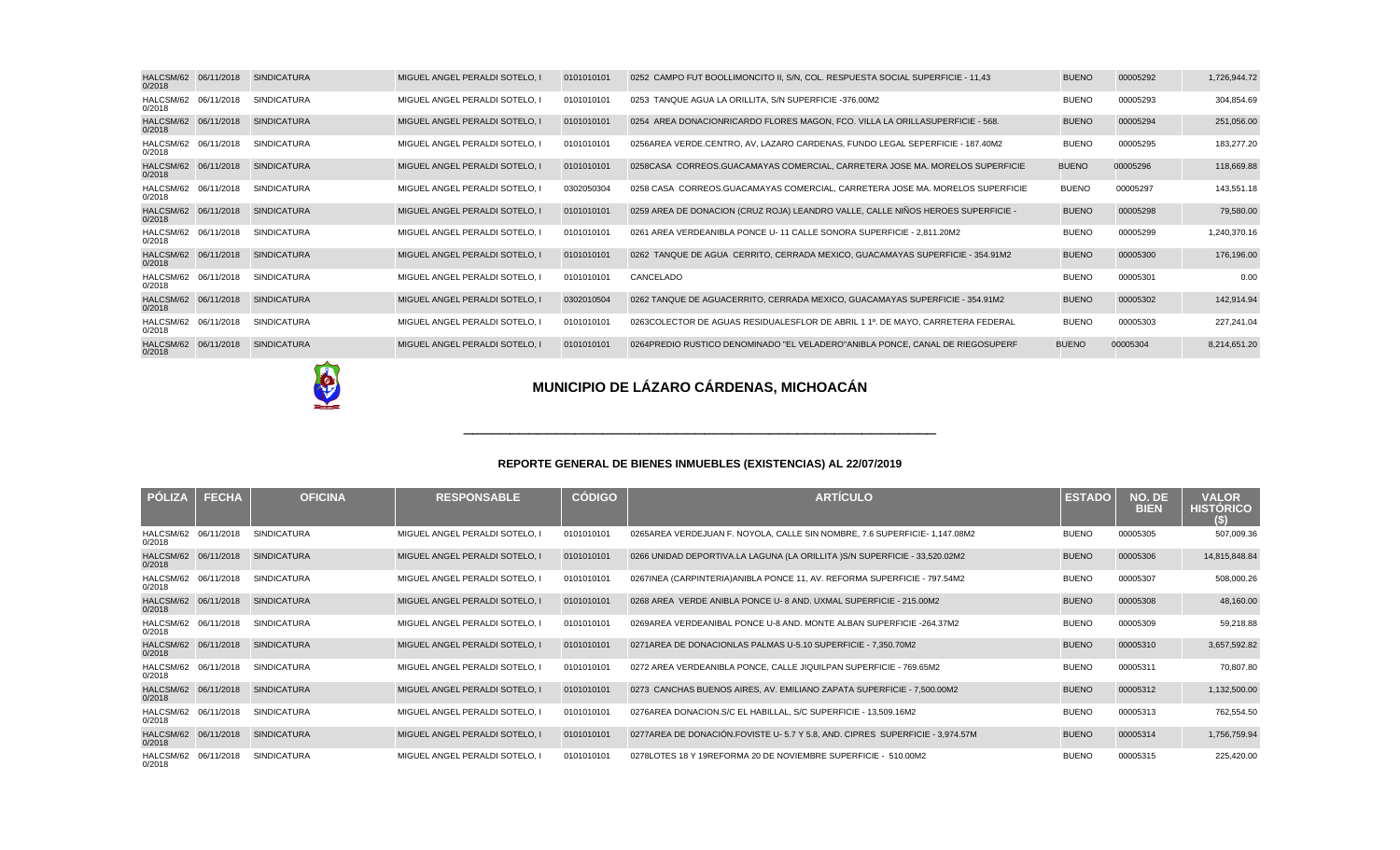| PÓLIZA | FECHA | OFICINA | RESPONSABLE | CÓDIGO | ARTÍCULO | ESTADO | NO. DE BIEN | VALOR HISTÓRICO ($) |
|---|---|---|---|---|---|---|---|---|
| HALCSM/620/2018 | 06/11/2018 | SINDICATURA | MIGUEL ANGEL PERALDI SOTELO, I | 0101010101 | 0252 CAMPO FUT BOOLLIMONCITO II, S/N, COL. RESPUESTA SOCIAL SUPERFICIE - 11,43 | BUENO | 00005292 | 1,726,944.72 |
| HALCSM/620/2018 | 06/11/2018 | SINDICATURA | MIGUEL ANGEL PERALDI SOTELO, I | 0101010101 | 0253 TANQUE AGUA LA ORILLITA, S/N SUPERFICIE -376.00M2 | BUENO | 00005293 | 304,854.69 |
| HALCSM/620/2018 | 06/11/2018 | SINDICATURA | MIGUEL ANGEL PERALDI SOTELO, I | 0101010101 | 0254 AREA DONACIONRICARDO FLORES MAGON, FCO. VILLA LA ORILLASUPERFICIE - 568. | BUENO | 00005294 | 251,056.00 |
| HALCSM/620/2018 | 06/11/2018 | SINDICATURA | MIGUEL ANGEL PERALDI SOTELO, I | 0101010101 | 0256AREA VERDE.CENTRO, AV, LAZARO CARDENAS, FUNDO LEGAL SEPERFICIE - 187.40M2 | BUENO | 00005295 | 183,277.20 |
| HALCSM/620/2018 | 06/11/2018 | SINDICATURA | MIGUEL ANGEL PERALDI SOTELO, I | 0101010101 | 0258CASA CORREOS.GUACAMAYAS COMERCIAL, CARRETERA JOSE MA. MORELOS SUPERFICIE | BUENO | 00005296 | 118,669.88 |
| HALCSM/620/2018 | 06/11/2018 | SINDICATURA | MIGUEL ANGEL PERALDI SOTELO, I | 0302050304 | 0258 CASA CORREOS.GUACAMAYAS COMERCIAL, CARRETERA JOSE MA. MORELOS SUPERFICIE | BUENO | 00005297 | 143,551.18 |
| HALCSM/620/2018 | 06/11/2018 | SINDICATURA | MIGUEL ANGEL PERALDI SOTELO, I | 0101010101 | 0259 AREA DE DONACION (CRUZ ROJA) LEANDRO VALLE, CALLE NIÑOS HEROES SUPERFICIE - | BUENO | 00005298 | 79,580.00 |
| HALCSM/620/2018 | 06/11/2018 | SINDICATURA | MIGUEL ANGEL PERALDI SOTELO, I | 0101010101 | 0261 AREA VERDEANIBLA PONCE U- 11 CALLE SONORA SUPERFICIE - 2,811.20M2 | BUENO | 00005299 | 1,240,370.16 |
| HALCSM/620/2018 | 06/11/2018 | SINDICATURA | MIGUEL ANGEL PERALDI SOTELO, I | 0101010101 | 0262 TANQUE DE AGUA CERRITO, CERRADA MEXICO, GUACAMAYAS SUPERFICIE - 354.91M2 | BUENO | 00005300 | 176,196.00 |
| HALCSM/620/2018 | 06/11/2018 | SINDICATURA | MIGUEL ANGEL PERALDI SOTELO, I | 0101010101 | CANCELADO | BUENO | 00005301 | 0.00 |
| HALCSM/620/2018 | 06/11/2018 | SINDICATURA | MIGUEL ANGEL PERALDI SOTELO, I | 0302010504 | 0262 TANQUE DE AGUACERRITO, CERRADA MEXICO, GUACAMAYAS SUPERFICIE - 354.91M2 | BUENO | 00005302 | 142,914.94 |
| HALCSM/620/2018 | 06/11/2018 | SINDICATURA | MIGUEL ANGEL PERALDI SOTELO, I | 0101010101 | 0263COLECTOR DE AGUAS RESIDUALESFLOR DE ABRIL 1 1º. DE MAYO, CARRETERA FEDERAL | BUENO | 00005303 | 227,241.04 |
| HALCSM/620/2018 | 06/11/2018 | SINDICATURA | MIGUEL ANGEL PERALDI SOTELO, I | 0101010101 | 0264PREDIO RUSTICO DENOMINADO "EL VELADERO"ANIBLA PONCE, CANAL DE RIEGOSUPERF | BUENO | 00005304 | 8,214,651.20 |

## MUNICIPIO DE LÁZARO CÁRDENAS, MICHOACÁN

### REPORTE GENERAL DE BIENES INMUEBLES (EXISTENCIAS) AL 22/07/2019

| PÓLIZA | FECHA | OFICINA | RESPONSABLE | CÓDIGO | ARTÍCULO | ESTADO | NO. DE BIEN | VALOR HISTÓRICO ($) |
|---|---|---|---|---|---|---|---|---|
| HALCSM/620/2018 | 06/11/2018 | SINDICATURA | MIGUEL ANGEL PERALDI SOTELO, I | 0101010101 | 0265AREA VERDEJUAN F. NOYOLA, CALLE SIN NOMBRE, 7.6 SUPERFICIE- 1,147.08M2 | BUENO | 00005305 | 507,009.36 |
| HALCSM/620/2018 | 06/11/2018 | SINDICATURA | MIGUEL ANGEL PERALDI SOTELO, I | 0101010101 | 0266 UNIDAD DEPORTIVA.LA LAGUNA (LA ORILLITA )S/N SUPERFICIE - 33,520.02M2 | BUENO | 00005306 | 14,815,848.84 |
| HALCSM/620/2018 | 06/11/2018 | SINDICATURA | MIGUEL ANGEL PERALDI SOTELO, I | 0101010101 | 0267INEA (CARPINTERIA)ANIBLA PONCE 11, AV. REFORMA SUPERFICIE - 797.54M2 | BUENO | 00005307 | 508,000.26 |
| HALCSM/620/2018 | 06/11/2018 | SINDICATURA | MIGUEL ANGEL PERALDI SOTELO, I | 0101010101 | 0268 AREA VERDE ANIBLA PONCE U- 8 AND. UXMAL SUPERFICIE - 215.00M2 | BUENO | 00005308 | 48,160.00 |
| HALCSM/620/2018 | 06/11/2018 | SINDICATURA | MIGUEL ANGEL PERALDI SOTELO, I | 0101010101 | 0269AREA VERDEANIBAL PONCE U-8 AND. MONTE ALBAN SUPERFICIE -264.37M2 | BUENO | 00005309 | 59,218.88 |
| HALCSM/620/2018 | 06/11/2018 | SINDICATURA | MIGUEL ANGEL PERALDI SOTELO, I | 0101010101 | 0271AREA DE DONACIONLAS PALMAS U-5.10 SUPERFICIE - 7,350.70M2 | BUENO | 00005310 | 3,657,592.82 |
| HALCSM/620/2018 | 06/11/2018 | SINDICATURA | MIGUEL ANGEL PERALDI SOTELO, I | 0101010101 | 0272 AREA VERDEANIBLA PONCE, CALLE JIQUILPAN SUPERFICIE - 769.65M2 | BUENO | 00005311 | 70,807.80 |
| HALCSM/620/2018 | 06/11/2018 | SINDICATURA | MIGUEL ANGEL PERALDI SOTELO, I | 0101010101 | 0273 CANCHAS BUENOS AIRES, AV. EMILIANO ZAPATA SUPERFICIE - 7,500.00M2 | BUENO | 00005312 | 1,132,500.00 |
| HALCSM/620/2018 | 06/11/2018 | SINDICATURA | MIGUEL ANGEL PERALDI SOTELO, I | 0101010101 | 0276AREA DONACION.S/C EL HABILLAL, S/C SUPERFICIE - 13,509.16M2 | BUENO | 00005313 | 762,554.50 |
| HALCSM/620/2018 | 06/11/2018 | SINDICATURA | MIGUEL ANGEL PERALDI SOTELO, I | 0101010101 | 0277AREA DE DONACIÓN.FOVISTE U- 5.7 Y 5.8, AND. CIPRES SUPERFICIE - 3,974.57M | BUENO | 00005314 | 1,756,759.94 |
| HALCSM/620/2018 | 06/11/2018 | SINDICATURA | MIGUEL ANGEL PERALDI SOTELO, I | 0101010101 | 0278LOTES 18 Y 19REFORMA 20 DE NOVIEMBRE SUPERFICIE - 510.00M2 | BUENO | 00005315 | 225,420.00 |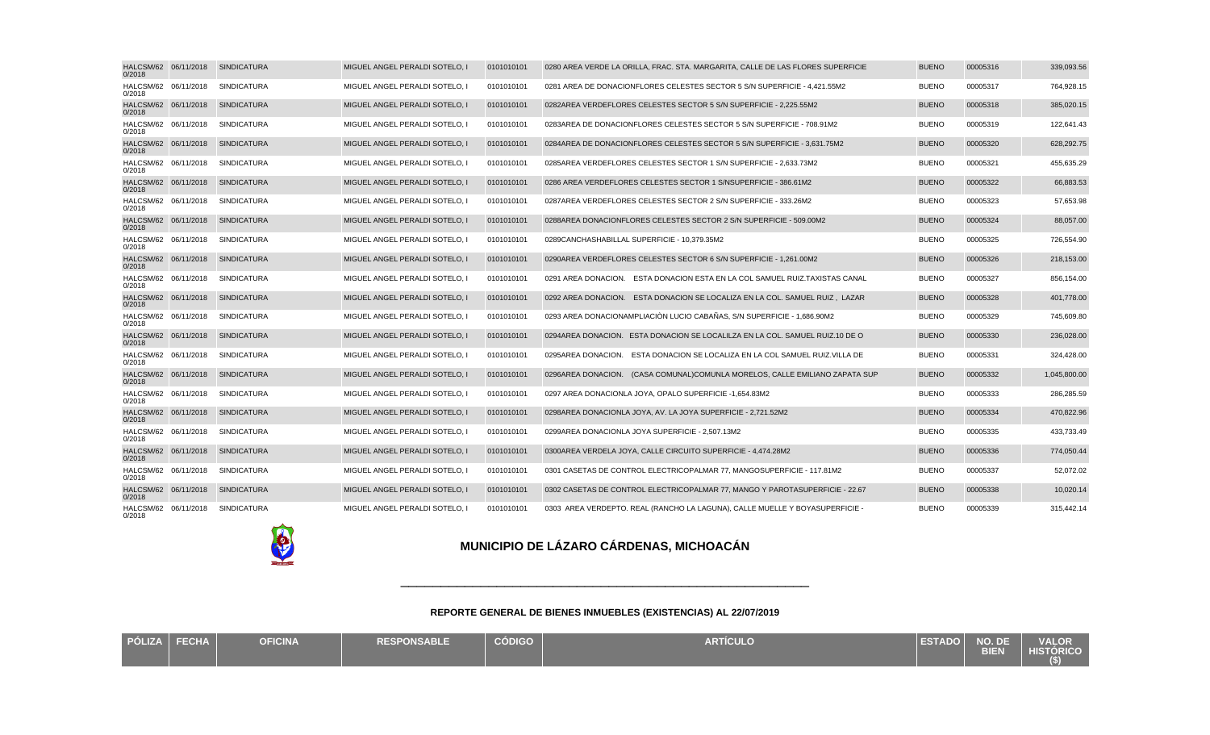| PÓLIZA | FECHA | OFICINA | RESPONSABLE | CÓDIGO | ARTÍCULO | ESTADO | NO. DE BIEN | VALOR HISTÓRICO ($) |
|---|---|---|---|---|---|---|---|---|
| HALCSM/620/2018 | 06/11/2018 | SINDICATURA | MIGUEL ANGEL PERALDI SOTELO, I | 0101010101 | 0280 AREA VERDE LA ORILLA, FRAC. STA. MARGARITA, CALLE DE LAS FLORES SUPERFICIE | BUENO | 00005316 | 339,093.56 |
| HALCSM/620/2018 | 06/11/2018 | SINDICATURA | MIGUEL ANGEL PERALDI SOTELO, I | 0101010101 | 0281 AREA DE DONACIONFLORES CELESTES SECTOR 5 S/N SUPERFICIE - 4,421.55M2 | BUENO | 00005317 | 764,928.15 |
| HALCSM/620/2018 | 06/11/2018 | SINDICATURA | MIGUEL ANGEL PERALDI SOTELO, I | 0101010101 | 0282AREA VERDEFLORES CELESTES SECTOR 5 S/N SUPERFICIE - 2,225.55M2 | BUENO | 00005318 | 385,020.15 |
| HALCSM/620/2018 | 06/11/2018 | SINDICATURA | MIGUEL ANGEL PERALDI SOTELO, I | 0101010101 | 0283AREA DE DONACIONFLORES CELESTES SECTOR 5 S/N SUPERFICIE - 708.91M2 | BUENO | 00005319 | 122,641.43 |
| HALCSM/620/2018 | 06/11/2018 | SINDICATURA | MIGUEL ANGEL PERALDI SOTELO, I | 0101010101 | 0284AREA DE DONACIONFLORES CELESTES SECTOR 5 S/N SUPERFICIE - 3,631.75M2 | BUENO | 00005320 | 628,292.75 |
| HALCSM/620/2018 | 06/11/2018 | SINDICATURA | MIGUEL ANGEL PERALDI SOTELO, I | 0101010101 | 0285AREA VERDEFLORES CELESTES SECTOR 1 S/N SUPERFICIE - 2,633.73M2 | BUENO | 00005321 | 455,635.29 |
| HALCSM/620/2018 | 06/11/2018 | SINDICATURA | MIGUEL ANGEL PERALDI SOTELO, I | 0101010101 | 0286 AREA VERDEFLORES CELESTES SECTOR 1 S/NSUPERFICIE - 386.61M2 | BUENO | 00005322 | 66,883.53 |
| HALCSM/620/2018 | 06/11/2018 | SINDICATURA | MIGUEL ANGEL PERALDI SOTELO, I | 0101010101 | 0287AREA VERDEFLORES CELESTES SECTOR 2 S/N SUPERFICIE - 333.26M2 | BUENO | 00005323 | 57,653.98 |
| HALCSM/620/2018 | 06/11/2018 | SINDICATURA | MIGUEL ANGEL PERALDI SOTELO, I | 0101010101 | 0288AREA DONACIONFLORES CELESTES SECTOR 2 S/N SUPERFICIE - 509.00M2 | BUENO | 00005324 | 88,057.00 |
| HALCSM/620/2018 | 06/11/2018 | SINDICATURA | MIGUEL ANGEL PERALDI SOTELO, I | 0101010101 | 0289CANCHASHABILLAL SUPERFICIE - 10,379.35M2 | BUENO | 00005325 | 726,554.90 |
| HALCSM/620/2018 | 06/11/2018 | SINDICATURA | MIGUEL ANGEL PERALDI SOTELO, I | 0101010101 | 0290AREA VERDEFLORES CELESTES SECTOR 6 S/N SUPERFICIE - 1,261.00M2 | BUENO | 00005326 | 218,153.00 |
| HALCSM/620/2018 | 06/11/2018 | SINDICATURA | MIGUEL ANGEL PERALDI SOTELO, I | 0101010101 | 0291 AREA DONACION. ESTA DONACION ESTA EN LA COL SAMUEL RUIZ.TAXISTAS CANAL | BUENO | 00005327 | 856,154.00 |
| HALCSM/620/2018 | 06/11/2018 | SINDICATURA | MIGUEL ANGEL PERALDI SOTELO, I | 0101010101 | 0292 AREA DONACION. ESTA DONACION SE LOCALIZA EN LA COL. SAMUEL RUIZ , LAZAR | BUENO | 00005328 | 401,778.00 |
| HALCSM/620/2018 | 06/11/2018 | SINDICATURA | MIGUEL ANGEL PERALDI SOTELO, I | 0101010101 | 0293 AREA DONACIONAMPLIACIÓN LUCIO CABAÑAS, S/N SUPERFICIE - 1,686.90M2 | BUENO | 00005329 | 745,609.80 |
| HALCSM/620/2018 | 06/11/2018 | SINDICATURA | MIGUEL ANGEL PERALDI SOTELO, I | 0101010101 | 0294AREA DONACION. ESTA DONACION SE LOCALILZA EN LA COL. SAMUEL RUIZ.10 DE O | BUENO | 00005330 | 236,028.00 |
| HALCSM/620/2018 | 06/11/2018 | SINDICATURA | MIGUEL ANGEL PERALDI SOTELO, I | 0101010101 | 0295AREA DONACION. ESTA DONACION SE LOCALIZA EN LA COL SAMUEL RUIZ.VILLA DE | BUENO | 00005331 | 324,428.00 |
| HALCSM/620/2018 | 06/11/2018 | SINDICATURA | MIGUEL ANGEL PERALDI SOTELO, I | 0101010101 | 0296AREA DONACION. (CASA COMUNAL)COMUNLA MORELOS, CALLE EMILIANO ZAPATA SUP | BUENO | 00005332 | 1,045,800.00 |
| HALCSM/620/2018 | 06/11/2018 | SINDICATURA | MIGUEL ANGEL PERALDI SOTELO, I | 0101010101 | 0297 AREA DONACIONLA JOYA, OPALO SUPERFICIE -1,654.83M2 | BUENO | 00005333 | 286,285.59 |
| HALCSM/620/2018 | 06/11/2018 | SINDICATURA | MIGUEL ANGEL PERALDI SOTELO, I | 0101010101 | 0298AREA DONACIONLA JOYA, AV. LA JOYA SUPERFICIE - 2,721.52M2 | BUENO | 00005334 | 470,822.96 |
| HALCSM/620/2018 | 06/11/2018 | SINDICATURA | MIGUEL ANGEL PERALDI SOTELO, I | 0101010101 | 0299AREA DONACIONLA JOYA SUPERFICIE - 2,507.13M2 | BUENO | 00005335 | 433,733.49 |
| HALCSM/620/2018 | 06/11/2018 | SINDICATURA | MIGUEL ANGEL PERALDI SOTELO, I | 0101010101 | 0300AREA VERDELA JOYA, CALLE CIRCUITO SUPERFICIE - 4,474.28M2 | BUENO | 00005336 | 774,050.44 |
| HALCSM/620/2018 | 06/11/2018 | SINDICATURA | MIGUEL ANGEL PERALDI SOTELO, I | 0101010101 | 0301 CASETAS DE CONTROL ELECTRICOPALMAR 77, MANGOSUPERFICIE - 117.81M2 | BUENO | 00005337 | 52,072.02 |
| HALCSM/620/2018 | 06/11/2018 | SINDICATURA | MIGUEL ANGEL PERALDI SOTELO, I | 0101010101 | 0302 CASETAS DE CONTROL ELECTRICOPALMAR 77, MANGO Y PAROTASUPERFICIE - 22.67 | BUENO | 00005338 | 10,020.14 |
| HALCSM/620/2018 | 06/11/2018 | SINDICATURA | MIGUEL ANGEL PERALDI SOTELO, I | 0101010101 | 0303 AREA VERDEPTO. REAL (RANCHO LA LAGUNA), CALLE MUELLE Y BOYASUPERFICIE - | BUENO | 00005339 | 315,442.14 |

## MUNICIPIO DE LÁZARO CÁRDENAS, MICHOACÁN

### REPORTE GENERAL DE BIENES INMUEBLES (EXISTENCIAS) AL 22/07/2019

| PÓLIZA | FECHA | OFICINA | RESPONSABLE | CÓDIGO | ARTÍCULO | ESTADO | NO. DE BIEN | VALOR HISTÓRICO ($) |
|---|---|---|---|---|---|---|---|---|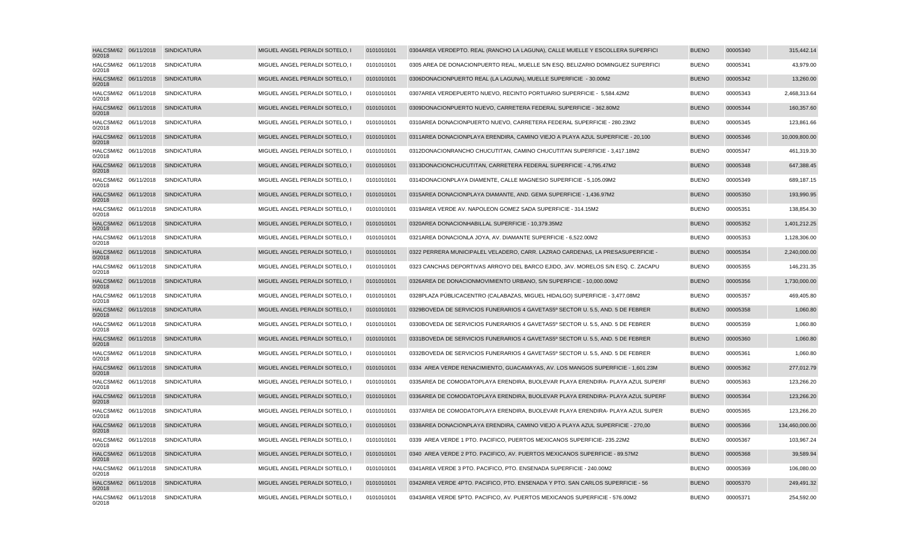| | | | | | | | | |
|---|---|---|---|---|---|---|---|---|
| HALCSM/620/2018 | 06/11/2018 | SINDICATURA | MIGUEL ANGEL PERALDI SOTELO, I | 0101010101 | 0304AREA VERDEPTO. REAL (RANCHO LA LAGUNA), CALLE MUELLE Y ESCOLLERA SUPERFICI | BUENO | 00005340 | 315,442.14 |
| HALCSM/620/2018 | 06/11/2018 | SINDICATURA | MIGUEL ANGEL PERALDI SOTELO, I | 0101010101 | 0305 AREA DE DONACIONPUERTO REAL, MUELLE S/N ESQ. BELIZARIO DOMINGUEZ SUPERFICI | BUENO | 00005341 | 43,979.00 |
| HALCSM/620/2018 | 06/11/2018 | SINDICATURA | MIGUEL ANGEL PERALDI SOTELO, I | 0101010101 | 0306DONACIONPUERTO REAL (LA LAGUNA), MUELLE SUPERFICIE - 30.00M2 | BUENO | 00005342 | 13,260.00 |
| HALCSM/620/2018 | 06/11/2018 | SINDICATURA | MIGUEL ANGEL PERALDI SOTELO, I | 0101010101 | 0307AREA VERDEPUERTO NUEVO, RECINTO PORTUARIO SUPERFICIE - 5,584.42M2 | BUENO | 00005343 | 2,468,313.64 |
| HALCSM/620/2018 | 06/11/2018 | SINDICATURA | MIGUEL ANGEL PERALDI SOTELO, I | 0101010101 | 0309DONACIONPUERTO NUEVO, CARRETERA FEDERAL SUPERFICIE - 362.80M2 | BUENO | 00005344 | 160,357.60 |
| HALCSM/620/2018 | 06/11/2018 | SINDICATURA | MIGUEL ANGEL PERALDI SOTELO, I | 0101010101 | 0310AREA DONACIONPUERTO NUEVO, CARRETERA FEDERAL SUPERFICIE - 280.23M2 | BUENO | 00005345 | 123,861.66 |
| HALCSM/620/2018 | 06/11/2018 | SINDICATURA | MIGUEL ANGEL PERALDI SOTELO, I | 0101010101 | 0311AREA DONACIONPLAYA ERENDIRA, CAMINO VIEJO A PLAYA AZUL SUPERFICIE - 20,100 | BUENO | 00005346 | 10,009,800.00 |
| HALCSM/620/2018 | 06/11/2018 | SINDICATURA | MIGUEL ANGEL PERALDI SOTELO, I | 0101010101 | 0312DONACIONRANCHO CHUCUTITAN, CAMINO CHUCUTITAN SUPERFICIE - 3,417.18M2 | BUENO | 00005347 | 461,319.30 |
| HALCSM/620/2018 | 06/11/2018 | SINDICATURA | MIGUEL ANGEL PERALDI SOTELO, I | 0101010101 | 0313DONACIONCHUCUTITAN, CARRETERA FEDERAL SUPERFICIE - 4,795.47M2 | BUENO | 00005348 | 647,388.45 |
| HALCSM/620/2018 | 06/11/2018 | SINDICATURA | MIGUEL ANGEL PERALDI SOTELO, I | 0101010101 | 0314DONACIONPLAYA DIAMENTE, CALLE MAGNESIO SUPERFICIE - 5,105.09M2 | BUENO | 00005349 | 689,187.15 |
| HALCSM/620/2018 | 06/11/2018 | SINDICATURA | MIGUEL ANGEL PERALDI SOTELO, I | 0101010101 | 0315AREA DONACIONPLAYA DIAMANTE, AND. GEMA SUPERFICIE - 1,436.97M2 | BUENO | 00005350 | 193,990.95 |
| HALCSM/620/2018 | 06/11/2018 | SINDICATURA | MIGUEL ANGEL PERALDI SOTELO, I | 0101010101 | 0319AREA VERDE AV. NAPOLEON GOMEZ SADA SUPERFICIE - 314.15M2 | BUENO | 00005351 | 138,854.30 |
| HALCSM/620/2018 | 06/11/2018 | SINDICATURA | MIGUEL ANGEL PERALDI SOTELO, I | 0101010101 | 0320AREA DONACIONHABILLAL SUPERFICIE - 10,379.35M2 | BUENO | 00005352 | 1,401,212.25 |
| HALCSM/620/2018 | 06/11/2018 | SINDICATURA | MIGUEL ANGEL PERALDI SOTELO, I | 0101010101 | 0321AREA DONACIONLA JOYA, AV. DIAMANTE SUPERFICIE - 6,522.00M2 | BUENO | 00005353 | 1,128,306.00 |
| HALCSM/620/2018 | 06/11/2018 | SINDICATURA | MIGUEL ANGEL PERALDI SOTELO, I | 0101010101 | 0322 PERRERA MUNICIPALEL VELADERO, CARR. LAZRAO CARDENAS, LA PRESASUPERFICIE - | BUENO | 00005354 | 2,240,000.00 |
| HALCSM/620/2018 | 06/11/2018 | SINDICATURA | MIGUEL ANGEL PERALDI SOTELO, I | 0101010101 | 0323 CANCHAS DEPORTIVAS ARROYO DEL BARCO EJIDO, JAV. MORELOS S/N ESQ. C. ZACAPU | BUENO | 00005355 | 146,231.35 |
| HALCSM/620/2018 | 06/11/2018 | SINDICATURA | MIGUEL ANGEL PERALDI SOTELO, I | 0101010101 | 0326AREA DE DONACIONMOVIMIENTO URBANO, S/N SUPERFICIE - 10,000.00M2 | BUENO | 00005356 | 1,730,000.00 |
| HALCSM/620/2018 | 06/11/2018 | SINDICATURA | MIGUEL ANGEL PERALDI SOTELO, I | 0101010101 | 0328PLAZA PÚBLICACENTRO (CALABAZAS, MIGUEL HIDALGO) SUPERFICIE - 3,477.08M2 | BUENO | 00005357 | 469,405.80 |
| HALCSM/620/2018 | 06/11/2018 | SINDICATURA | MIGUEL ANGEL PERALDI SOTELO, I | 0101010101 | 0329BOVEDA DE SERVICIOS FUNERARIOS 4 GAVETAS5º SECTOR U. 5.5, AND. 5 DE FEBRER | BUENO | 00005358 | 1,060.80 |
| HALCSM/620/2018 | 06/11/2018 | SINDICATURA | MIGUEL ANGEL PERALDI SOTELO, I | 0101010101 | 0330BOVEDA DE SERVICIOS FUNERARIOS 4 GAVETAS5º SECTOR U. 5.5, AND. 5 DE FEBRER | BUENO | 00005359 | 1,060.80 |
| HALCSM/620/2018 | 06/11/2018 | SINDICATURA | MIGUEL ANGEL PERALDI SOTELO, I | 0101010101 | 0331BOVEDA DE SERVICIOS FUNERARIOS 4 GAVETAS5º SECTOR U. 5.5, AND. 5 DE FEBRER | BUENO | 00005360 | 1,060.80 |
| HALCSM/620/2018 | 06/11/2018 | SINDICATURA | MIGUEL ANGEL PERALDI SOTELO, I | 0101010101 | 0332BOVEDA DE SERVICIOS FUNERARIOS 4 GAVETAS5º SECTOR U. 5.5, AND. 5 DE FEBRER | BUENO | 00005361 | 1,060.80 |
| HALCSM/620/2018 | 06/11/2018 | SINDICATURA | MIGUEL ANGEL PERALDI SOTELO, I | 0101010101 | 0334 AREA VERDE RENACIMIENTO, GUACAMAYAS, AV. LOS MANGOS SUPERFICIE - 1,601.23M | BUENO | 00005362 | 277,012.79 |
| HALCSM/620/2018 | 06/11/2018 | SINDICATURA | MIGUEL ANGEL PERALDI SOTELO, I | 0101010101 | 0335AREA DE COMODATOPLAYA ERENDIRA, BUOLEVAR PLAYA ERENDIRA- PLAYA AZUL SUPERF | BUENO | 00005363 | 123,266.20 |
| HALCSM/620/2018 | 06/11/2018 | SINDICATURA | MIGUEL ANGEL PERALDI SOTELO, I | 0101010101 | 0336AREA DE COMODATOPLAYA ERENDIRA, BUOLEVAR PLAYA ERENDIRA- PLAYA AZUL SUPERF | BUENO | 00005364 | 123,266.20 |
| HALCSM/620/2018 | 06/11/2018 | SINDICATURA | MIGUEL ANGEL PERALDI SOTELO, I | 0101010101 | 0337AREA DE COMODATOPLAYA ERENDIRA, BUOLEVAR PLAYA ERENDIRA- PLAYA AZUL SUPER | BUENO | 00005365 | 123,266.20 |
| HALCSM/620/2018 | 06/11/2018 | SINDICATURA | MIGUEL ANGEL PERALDI SOTELO, I | 0101010101 | 0338AREA DONACIONPLAYA ERENDIRA, CAMINO VIEJO A PLAYA AZUL SUPERFICIE - 270,00 | BUENO | 00005366 | 134,460,000.00 |
| HALCSM/620/2018 | 06/11/2018 | SINDICATURA | MIGUEL ANGEL PERALDI SOTELO, I | 0101010101 | 0339 AREA VERDE 1 PTO. PACIFICO, PUERTOS MEXICANOS SUPERFICIE- 235.22M2 | BUENO | 00005367 | 103,967.24 |
| HALCSM/620/2018 | 06/11/2018 | SINDICATURA | MIGUEL ANGEL PERALDI SOTELO, I | 0101010101 | 0340 AREA VERDE 2 PTO. PACIFICO, AV. PUERTOS MEXICANOS SUPERFICIE - 89.57M2 | BUENO | 00005368 | 39,589.94 |
| HALCSM/620/2018 | 06/11/2018 | SINDICATURA | MIGUEL ANGEL PERALDI SOTELO, I | 0101010101 | 0341AREA VERDE 3 PTO. PACIFICO, PTO. ENSENADA SUPERFICIE - 240.00M2 | BUENO | 00005369 | 106,080.00 |
| HALCSM/620/2018 | 06/11/2018 | SINDICATURA | MIGUEL ANGEL PERALDI SOTELO, I | 0101010101 | 0342AREA VERDE 4PTO. PACIFICO, PTO. ENSENADA Y PTO. SAN CARLOS SUPERFICIE - 56 | BUENO | 00005370 | 249,491.32 |
| HALCSM/620/2018 | 06/11/2018 | SINDICATURA | MIGUEL ANGEL PERALDI SOTELO, I | 0101010101 | 0343AREA VERDE 5PTO. PACIFICO, AV. PUERTOS MEXICANOS SUPERFICIE - 576.00M2 | BUENO | 00005371 | 254,592.00 |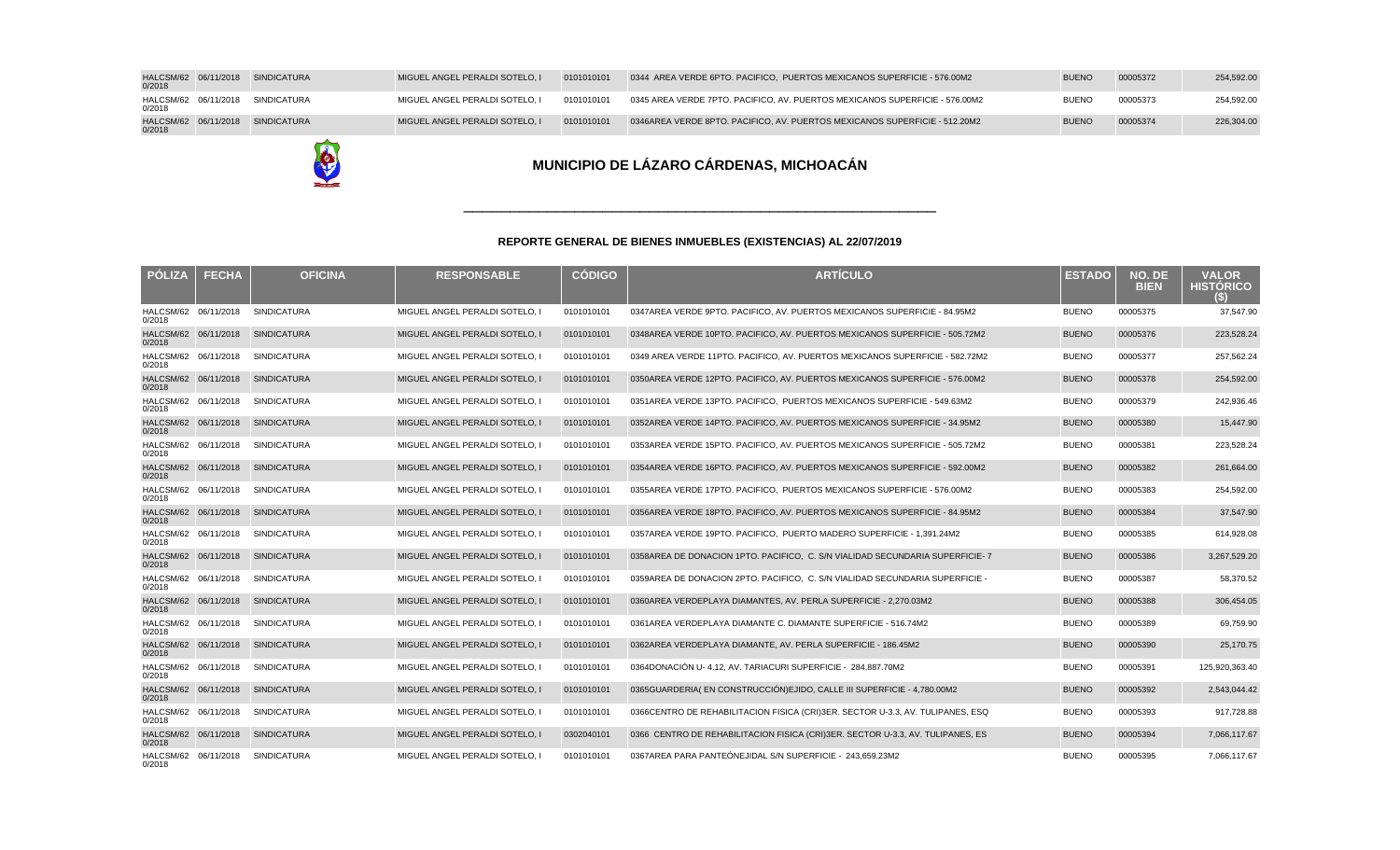| PÓLIZA | FECHA | OFICINA | RESPONSABLE | CÓDIGO | ARTÍCULO | ESTADO | NO. DE BIEN | VALOR HISTÓRICO ($) |
|---|---|---|---|---|---|---|---|---|
| HALCSM/62 0/2018 | 06/11/2018 | SINDICATURA | MIGUEL ANGEL PERALDI SOTELO, I | 0101010101 | 0344 AREA VERDE 6PTO. PACIFICO, PUERTOS MEXICANOS SUPERFICIE - 576.00M2 | BUENO | 00005372 | 254,592.00 |
| HALCSM/62 0/2018 | 06/11/2018 | SINDICATURA | MIGUEL ANGEL PERALDI SOTELO, I | 0101010101 | 0345 AREA VERDE 7PTO. PACIFICO, AV. PUERTOS MEXICANOS SUPERFICIE - 576.00M2 | BUENO | 00005373 | 254,592.00 |
| HALCSM/62 0/2018 | 06/11/2018 | SINDICATURA | MIGUEL ANGEL PERALDI SOTELO, I | 0101010101 | 0346AREA VERDE 8PTO. PACIFICO, AV. PUERTOS MEXICANOS SUPERFICIE - 512.20M2 | BUENO | 00005374 | 226,304.00 |

# MUNICIPIO DE LÁZARO CÁRDENAS, MICHOACÁN

## REPORTE GENERAL DE BIENES INMUEBLES (EXISTENCIAS) AL 22/07/2019

| PÓLIZA | FECHA | OFICINA | RESPONSABLE | CÓDIGO | ARTÍCULO | ESTADO | NO. DE BIEN | VALOR HISTÓRICO ($) |
|---|---|---|---|---|---|---|---|---|
| HALCSM/62 0/2018 | 06/11/2018 | SINDICATURA | MIGUEL ANGEL PERALDI SOTELO, I | 0101010101 | 0347AREA VERDE 9PTO. PACIFICO, AV. PUERTOS MEXICANOS SUPERFICIE - 84.95M2 | BUENO | 00005375 | 37,547.90 |
| HALCSM/62 0/2018 | 06/11/2018 | SINDICATURA | MIGUEL ANGEL PERALDI SOTELO, I | 0101010101 | 0348AREA VERDE 10PTO. PACIFICO, AV. PUERTOS MEXICANOS SUPERFICIE - 505.72M2 | BUENO | 00005376 | 223,528.24 |
| HALCSM/62 0/2018 | 06/11/2018 | SINDICATURA | MIGUEL ANGEL PERALDI SOTELO, I | 0101010101 | 0349 AREA VERDE 11PTO. PACIFICO, AV. PUERTOS MEXICANOS SUPERFICIE - 582.72M2 | BUENO | 00005377 | 257,562.24 |
| HALCSM/62 0/2018 | 06/11/2018 | SINDICATURA | MIGUEL ANGEL PERALDI SOTELO, I | 0101010101 | 0350AREA VERDE 12PTO. PACIFICO, AV. PUERTOS MEXICANOS SUPERFICIE - 576.00M2 | BUENO | 00005378 | 254,592.00 |
| HALCSM/62 0/2018 | 06/11/2018 | SINDICATURA | MIGUEL ANGEL PERALDI SOTELO, I | 0101010101 | 0351AREA VERDE 13PTO. PACIFICO, PUERTOS MEXICANOS SUPERFICIE - 549.63M2 | BUENO | 00005379 | 242,936.46 |
| HALCSM/62 0/2018 | 06/11/2018 | SINDICATURA | MIGUEL ANGEL PERALDI SOTELO, I | 0101010101 | 0352AREA VERDE 14PTO. PACIFICO, AV. PUERTOS MEXICANOS SUPERFICIE - 34.95M2 | BUENO | 00005380 | 15,447.90 |
| HALCSM/62 0/2018 | 06/11/2018 | SINDICATURA | MIGUEL ANGEL PERALDI SOTELO, I | 0101010101 | 0353AREA VERDE 15PTO. PACIFICO, AV. PUERTOS MEXICANOS SUPERFICIE - 505.72M2 | BUENO | 00005381 | 223,528.24 |
| HALCSM/62 0/2018 | 06/11/2018 | SINDICATURA | MIGUEL ANGEL PERALDI SOTELO, I | 0101010101 | 0354AREA VERDE 16PTO. PACIFICO, AV. PUERTOS MEXICANOS SUPERFICIE - 592.00M2 | BUENO | 00005382 | 261,664.00 |
| HALCSM/62 0/2018 | 06/11/2018 | SINDICATURA | MIGUEL ANGEL PERALDI SOTELO, I | 0101010101 | 0355AREA VERDE 17PTO. PACIFICO, PUERTOS MEXICANOS SUPERFICIE - 576.00M2 | BUENO | 00005383 | 254,592.00 |
| HALCSM/62 0/2018 | 06/11/2018 | SINDICATURA | MIGUEL ANGEL PERALDI SOTELO, I | 0101010101 | 0356AREA VERDE 18PTO. PACIFICO, AV. PUERTOS MEXICANOS SUPERFICIE - 84.95M2 | BUENO | 00005384 | 37,547.90 |
| HALCSM/62 0/2018 | 06/11/2018 | SINDICATURA | MIGUEL ANGEL PERALDI SOTELO, I | 0101010101 | 0357AREA VERDE 19PTO. PACIFICO, PUERTO MADERO SUPERFICIE - 1,391.24M2 | BUENO | 00005385 | 614,928.08 |
| HALCSM/62 0/2018 | 06/11/2018 | SINDICATURA | MIGUEL ANGEL PERALDI SOTELO, I | 0101010101 | 0358AREA DE DONACION 1PTO. PACIFICO, C. S/N VIALIDAD SECUNDARIA SUPERFICIE- 7 | BUENO | 00005386 | 3,267,529.20 |
| HALCSM/62 0/2018 | 06/11/2018 | SINDICATURA | MIGUEL ANGEL PERALDI SOTELO, I | 0101010101 | 0359AREA DE DONACION 2PTO. PACIFICO, C. S/N VIALIDAD SECUNDARIA SUPERFICIE - | BUENO | 00005387 | 58,370.52 |
| HALCSM/62 0/2018 | 06/11/2018 | SINDICATURA | MIGUEL ANGEL PERALDI SOTELO, I | 0101010101 | 0360AREA VERDEPLAYA DIAMANTES, AV. PERLA SUPERFICIE - 2,270.03M2 | BUENO | 00005388 | 306,454.05 |
| HALCSM/62 0/2018 | 06/11/2018 | SINDICATURA | MIGUEL ANGEL PERALDI SOTELO, I | 0101010101 | 0361AREA VERDEPLAYA DIAMANTE C. DIAMANTE SUPERFICIE - 516.74M2 | BUENO | 00005389 | 69,759.90 |
| HALCSM/62 0/2018 | 06/11/2018 | SINDICATURA | MIGUEL ANGEL PERALDI SOTELO, I | 0101010101 | 0362AREA VERDEPLAYA DIAMANTE, AV. PERLA SUPERFICIE - 186.45M2 | BUENO | 00005390 | 25,170.75 |
| HALCSM/62 0/2018 | 06/11/2018 | SINDICATURA | MIGUEL ANGEL PERALDI SOTELO, I | 0101010101 | 0364DONACIÓN U- 4.12, AV. TARIACURI SUPERFICIE - 284,887.70M2 | BUENO | 00005391 | 125,920,363.40 |
| HALCSM/62 0/2018 | 06/11/2018 | SINDICATURA | MIGUEL ANGEL PERALDI SOTELO, I | 0101010101 | 0365GUARDERIA( EN CONSTRUCCIÓN)EJIDO, CALLE III SUPERFICIE - 4,780.00M2 | BUENO | 00005392 | 2,543,044.42 |
| HALCSM/62 0/2018 | 06/11/2018 | SINDICATURA | MIGUEL ANGEL PERALDI SOTELO, I | 0101010101 | 0366CENTRO DE REHABILITACION FISICA (CRI)3ER. SECTOR U-3.3, AV. TULIPANES, ESQ | BUENO | 00005393 | 917,728.88 |
| HALCSM/62 0/2018 | 06/11/2018 | SINDICATURA | MIGUEL ANGEL PERALDI SOTELO, I | 0302040101 | 0366 CENTRO DE REHABILITACION FISICA (CRI)3ER. SECTOR U-3.3, AV. TULIPANES, ES | BUENO | 00005394 | 7,066,117.67 |
| HALCSM/62 0/2018 | 06/11/2018 | SINDICATURA | MIGUEL ANGEL PERALDI SOTELO, I | 0101010101 | 0367AREA PARA PANTEÓNEJIDAL S/N SUPERFICIE - 243,659.23M2 | BUENO | 00005395 | 7,066,117.67 |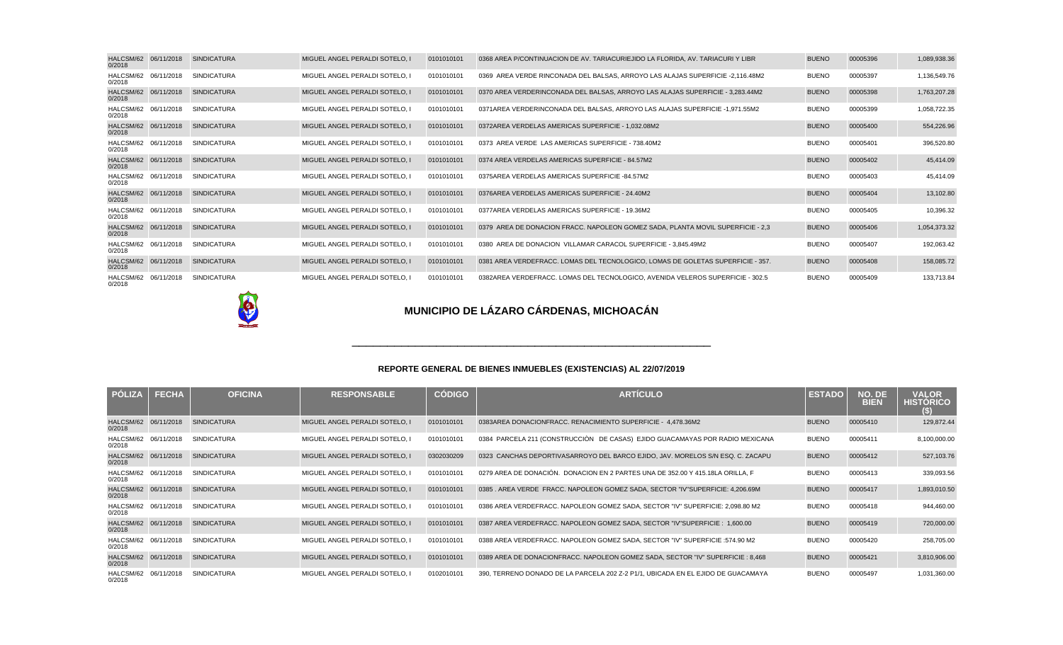| PÓLIZA | FECHA | OFICINA | RESPONSABLE | CÓDIGO | ARTÍCULO | ESTADO | NO. DE BIEN | VALOR HISTÓRICO ($) |
|---|---|---|---|---|---|---|---|---|
| HALCSM/620/2018 | 06/11/2018 | SINDICATURA | MIGUEL ANGEL PERALDI SOTELO, I | 0101010101 | 0368 AREA P/CONTINUACION DE AV. TARIACURIEJIDO LA FLORIDA, AV. TARIACURI Y LIBR | BUENO | 00005396 | 1,089,938.36 |
| HALCSM/620/2018 | 06/11/2018 | SINDICATURA | MIGUEL ANGEL PERALDI SOTELO, I | 0101010101 | 0369 AREA VERDE RINCONADA DEL BALSAS, ARROYO LAS ALAJAS SUPERFICIE -2,116.48M2 | BUENO | 00005397 | 1,136,549.76 |
| HALCSM/620/2018 | 06/11/2018 | SINDICATURA | MIGUEL ANGEL PERALDI SOTELO, I | 0101010101 | 0370 AREA VERDERINCONADA DEL BALSAS, ARROYO LAS ALAJAS SUPERFICIE - 3,283.44M2 | BUENO | 00005398 | 1,763,207.28 |
| HALCSM/620/2018 | 06/11/2018 | SINDICATURA | MIGUEL ANGEL PERALDI SOTELO, I | 0101010101 | 0371AREA VERDERINCONADA DEL BALSAS, ARROYO LAS ALAJAS SUPERFICIE -1,971.55M2 | BUENO | 00005399 | 1,058,722.35 |
| HALCSM/620/2018 | 06/11/2018 | SINDICATURA | MIGUEL ANGEL PERALDI SOTELO, I | 0101010101 | 0372AREA VERDELAS AMERICAS SUPERFICIE - 1,032.08M2 | BUENO | 00005400 | 554,226.96 |
| HALCSM/620/2018 | 06/11/2018 | SINDICATURA | MIGUEL ANGEL PERALDI SOTELO, I | 0101010101 | 0373 AREA VERDE LAS AMERICAS SUPERFICIE - 738.40M2 | BUENO | 00005401 | 396,520.80 |
| HALCSM/620/2018 | 06/11/2018 | SINDICATURA | MIGUEL ANGEL PERALDI SOTELO, I | 0101010101 | 0374 AREA VERDELAS AMERICAS SUPERFICIE - 84.57M2 | BUENO | 00005402 | 45,414.09 |
| HALCSM/620/2018 | 06/11/2018 | SINDICATURA | MIGUEL ANGEL PERALDI SOTELO, I | 0101010101 | 0375AREA VERDELAS AMERICAS SUPERFICIE -84.57M2 | BUENO | 00005403 | 45,414.09 |
| HALCSM/620/2018 | 06/11/2018 | SINDICATURA | MIGUEL ANGEL PERALDI SOTELO, I | 0101010101 | 0376AREA VERDELAS AMERICAS SUPERFICIE - 24.40M2 | BUENO | 00005404 | 13,102.80 |
| HALCSM/620/2018 | 06/11/2018 | SINDICATURA | MIGUEL ANGEL PERALDI SOTELO, I | 0101010101 | 0377AREA VERDELAS AMERICAS SUPERFICIE - 19.36M2 | BUENO | 00005405 | 10,396.32 |
| HALCSM/620/2018 | 06/11/2018 | SINDICATURA | MIGUEL ANGEL PERALDI SOTELO, I | 0101010101 | 0379 AREA DE DONACION FRACC. NAPOLEON GOMEZ SADA, PLANTA MOVIL SUPERFICIE - 2,3 | BUENO | 00005406 | 1,054,373.32 |
| HALCSM/620/2018 | 06/11/2018 | SINDICATURA | MIGUEL ANGEL PERALDI SOTELO, I | 0101010101 | 0380 AREA DE DONACION VILLAMAR CARACOL SUPERFICIE - 3,845.49M2 | BUENO | 00005407 | 192,063.42 |
| HALCSM/620/2018 | 06/11/2018 | SINDICATURA | MIGUEL ANGEL PERALDI SOTELO, I | 0101010101 | 0381 AREA VERDEFRACC. LOMAS DEL TECNOLOGICO, LOMAS DE GOLETAS SUPERFICIE - 357. | BUENO | 00005408 | 158,085.72 |
| HALCSM/620/2018 | 06/11/2018 | SINDICATURA | MIGUEL ANGEL PERALDI SOTELO, I | 0101010101 | 0382AREA VERDEFRACC. LOMAS DEL TECNOLOGICO, AVENIDA VELEROS SUPERFICIE - 302.5 | BUENO | 00005409 | 133,713.84 |

## MUNICIPIO DE LÁZARO CÁRDENAS, MICHOACÁN

### REPORTE GENERAL DE BIENES INMUEBLES (EXISTENCIAS) AL 22/07/2019

| PÓLIZA | FECHA | OFICINA | RESPONSABLE | CÓDIGO | ARTÍCULO | ESTADO | NO. DE BIEN | VALOR HISTÓRICO ($) |
|---|---|---|---|---|---|---|---|---|
| HALCSM/620/2018 | 06/11/2018 | SINDICATURA | MIGUEL ANGEL PERALDI SOTELO, I | 0101010101 | 0383AREA DONACIONFRACC. RENACIMIENTO SUPERFICIE - 4,478.36M2 | BUENO | 00005410 | 129,872.44 |
| HALCSM/620/2018 | 06/11/2018 | SINDICATURA | MIGUEL ANGEL PERALDI SOTELO, I | 0101010101 | 0384 PARCELA 211 (CONSTRUCCIÒN DE CASAS) EJIDO GUACAMAYAS POR RADIO MEXICANA | BUENO | 00005411 | 8,100,000.00 |
| HALCSM/620/2018 | 06/11/2018 | SINDICATURA | MIGUEL ANGEL PERALDI SOTELO, I | 0302030209 | 0323 CANCHAS DEPORTIVASARROYO DEL BARCO EJIDO, JAV. MORELOS S/N ESQ. C. ZACAPU | BUENO | 00005412 | 527,103.76 |
| HALCSM/620/2018 | 06/11/2018 | SINDICATURA | MIGUEL ANGEL PERALDI SOTELO, I | 0101010101 | 0279 AREA DE DONACIÓN. DONACION EN 2 PARTES UNA DE 352.00 Y 415.18LA ORILLA, F | BUENO | 00005413 | 339,093.56 |
| HALCSM/620/2018 | 06/11/2018 | SINDICATURA | MIGUEL ANGEL PERALDI SOTELO, I | 0101010101 | 0385 . AREA VERDE FRACC. NAPOLEON GOMEZ SADA, SECTOR "IV"SUPERFICIE: 4,206.69M | BUENO | 00005417 | 1,893,010.50 |
| HALCSM/620/2018 | 06/11/2018 | SINDICATURA | MIGUEL ANGEL PERALDI SOTELO, I | 0101010101 | 0386 AREA VERDEFRACC. NAPOLEON GOMEZ SADA, SECTOR "IV" SUPERFICIE: 2,098.80 M2 | BUENO | 00005418 | 944,460.00 |
| HALCSM/620/2018 | 06/11/2018 | SINDICATURA | MIGUEL ANGEL PERALDI SOTELO, I | 0101010101 | 0387 AREA VERDEFRACC. NAPOLEON GOMEZ SADA, SECTOR "IV"SUPERFICIE : 1,600.00 | BUENO | 00005419 | 720,000.00 |
| HALCSM/620/2018 | 06/11/2018 | SINDICATURA | MIGUEL ANGEL PERALDI SOTELO, I | 0101010101 | 0388 AREA VERDEFRACC. NAPOLEON GOMEZ SADA, SECTOR "IV" SUPERFICIE :574.90 M2 | BUENO | 00005420 | 258,705.00 |
| HALCSM/620/2018 | 06/11/2018 | SINDICATURA | MIGUEL ANGEL PERALDI SOTELO, I | 0101010101 | 0389 AREA DE DONACIONFRACC. NAPOLEON GOMEZ SADA, SECTOR "IV" SUPERFICIE : 8,468 | BUENO | 00005421 | 3,810,906.00 |
| HALCSM/620/2018 | 06/11/2018 | SINDICATURA | MIGUEL ANGEL PERALDI SOTELO, I | 0102010101 | 390, TERRENO DONADO DE LA PARCELA 202 Z-2 P1/1, UBICADA EN EL EJIDO DE GUACAMAYA | BUENO | 00005497 | 1,031,360.00 |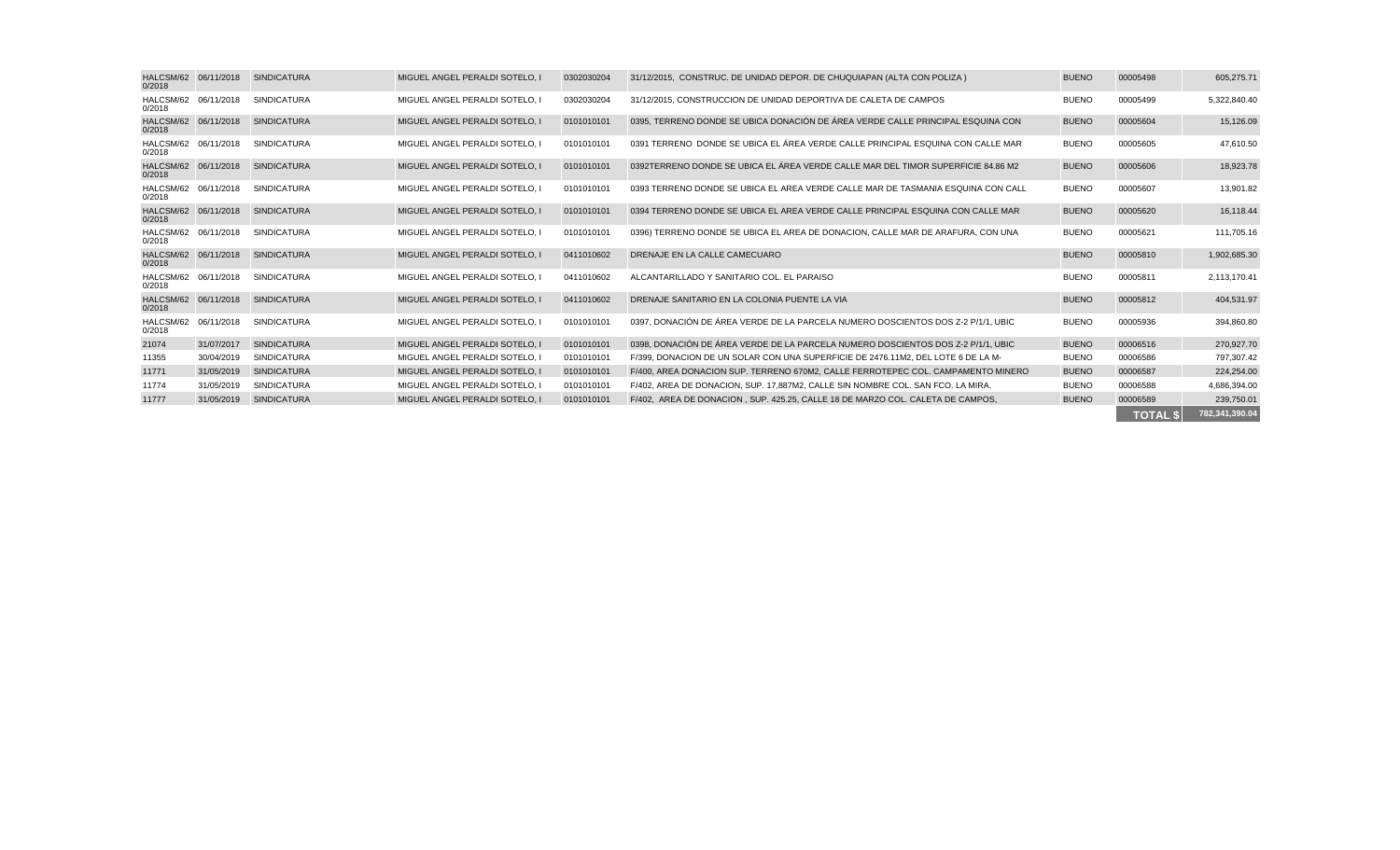| | | | | | | | | |
|---|---|---|---|---|---|---|---|---|
| HALCSM/620/2018 | 06/11/2018 | SINDICATURA | MIGUEL ANGEL PERALDI SOTELO, I | 0302030204 | 31/12/2015, CONSTRUC. DE UNIDAD DEPOR. DE CHUQUIAPAN (ALTA CON POLIZA ) | BUENO | 00005498 | 605,275.71 |
| HALCSM/620/2018 | 06/11/2018 | SINDICATURA | MIGUEL ANGEL PERALDI SOTELO, I | 0302030204 | 31/12/2015, CONSTRUCCION DE UNIDAD DEPORTIVA DE CALETA DE CAMPOS | BUENO | 00005499 | 5,322,840.40 |
| HALCSM/620/2018 | 06/11/2018 | SINDICATURA | MIGUEL ANGEL PERALDI SOTELO, I | 0101010101 | 0395, TERRENO DONDE SE UBICA DONACIÓN DE ÁREA VERDE CALLE PRINCIPAL ESQUINA CON | BUENO | 00005604 | 15,126.09 |
| HALCSM/620/2018 | 06/11/2018 | SINDICATURA | MIGUEL ANGEL PERALDI SOTELO, I | 0101010101 | 0391 TERRENO DONDE SE UBICA EL ÁREA VERDE CALLE PRINCIPAL ESQUINA CON CALLE MAR | BUENO | 00005605 | 47,610.50 |
| HALCSM/620/2018 | 06/11/2018 | SINDICATURA | MIGUEL ANGEL PERALDI SOTELO, I | 0101010101 | 0392TERRENO DONDE SE UBICA EL ÁREA VERDE CALLE MAR DEL TIMOR SUPERFICIE 84.86 M2 | BUENO | 00005606 | 18,923.78 |
| HALCSM/620/2018 | 06/11/2018 | SINDICATURA | MIGUEL ANGEL PERALDI SOTELO, I | 0101010101 | 0393 TERRENO DONDE SE UBICA EL AREA VERDE CALLE MAR DE TASMANIA ESQUINA CON CALL | BUENO | 00005607 | 13,901.82 |
| HALCSM/620/2018 | 06/11/2018 | SINDICATURA | MIGUEL ANGEL PERALDI SOTELO, I | 0101010101 | 0394 TERRENO DONDE SE UBICA EL AREA VERDE CALLE PRINCIPAL ESQUINA CON CALLE MAR | BUENO | 00005620 | 16,118.44 |
| HALCSM/620/2018 | 06/11/2018 | SINDICATURA | MIGUEL ANGEL PERALDI SOTELO, I | 0101010101 | 0396) TERRENO DONDE SE UBICA EL AREA DE DONACION, CALLE MAR DE ARAFURA, CON UNA | BUENO | 00005621 | 111,705.16 |
| HALCSM/620/2018 | 06/11/2018 | SINDICATURA | MIGUEL ANGEL PERALDI SOTELO, I | 0411010602 | DRENAJE EN LA CALLE CAMECUARO | BUENO | 00005810 | 1,902,685.30 |
| HALCSM/620/2018 | 06/11/2018 | SINDICATURA | MIGUEL ANGEL PERALDI SOTELO, I | 0411010602 | ALCANTARILLADO Y SANITARIO COL. EL PARAISO | BUENO | 00005811 | 2,113,170.41 |
| HALCSM/620/2018 | 06/11/2018 | SINDICATURA | MIGUEL ANGEL PERALDI SOTELO, I | 0411010602 | DRENAJE SANITARIO EN LA COLONIA PUENTE LA VIA | BUENO | 00005812 | 404,531.97 |
| HALCSM/620/2018 | 06/11/2018 | SINDICATURA | MIGUEL ANGEL PERALDI SOTELO, I | 0101010101 | 0397, DONACIÓN DE ÁREA VERDE DE LA PARCELA NUMERO DOSCIENTOS DOS Z-2 P/1/1, UBIC | BUENO | 00005936 | 394,860.80 |
| 21074 | 31/07/2017 | SINDICATURA | MIGUEL ANGEL PERALDI SOTELO, I | 0101010101 | 0398, DONACIÓN DE ÁREA VERDE DE LA PARCELA NUMERO DOSCIENTOS DOS Z-2 P/1/1, UBIC | BUENO | 00006516 | 270,927.70 |
| 11355 | 30/04/2019 | SINDICATURA | MIGUEL ANGEL PERALDI SOTELO, I | 0101010101 | F/399, DONACION DE UN SOLAR CON UNA SUPERFICIE DE 2476.11M2, DEL LOTE 6 DE LA M- | BUENO | 00006586 | 797,307.42 |
| 11771 | 31/05/2019 | SINDICATURA | MIGUEL ANGEL PERALDI SOTELO, I | 0101010101 | F/400, AREA DONACION SUP. TERRENO 670M2, CALLE FERROTEPEC COL. CAMPAMENTO MINERO | BUENO | 00006587 | 224,254.00 |
| 11774 | 31/05/2019 | SINDICATURA | MIGUEL ANGEL PERALDI SOTELO, I | 0101010101 | F/402, AREA DE DONACION, SUP. 17,887M2, CALLE SIN NOMBRE COL. SAN FCO. LA MIRA. | BUENO | 00006588 | 4,686,394.00 |
| 11777 | 31/05/2019 | SINDICATURA | MIGUEL ANGEL PERALDI SOTELO, I | 0101010101 | F/402, AREA DE DONACION , SUP. 425.25, CALLE 18 DE MARZO COL. CALETA DE CAMPOS, | BUENO | 00006589 | 239,750.01 |
| | | | | | | | **TOTAL $** | **782,341,390.04** |